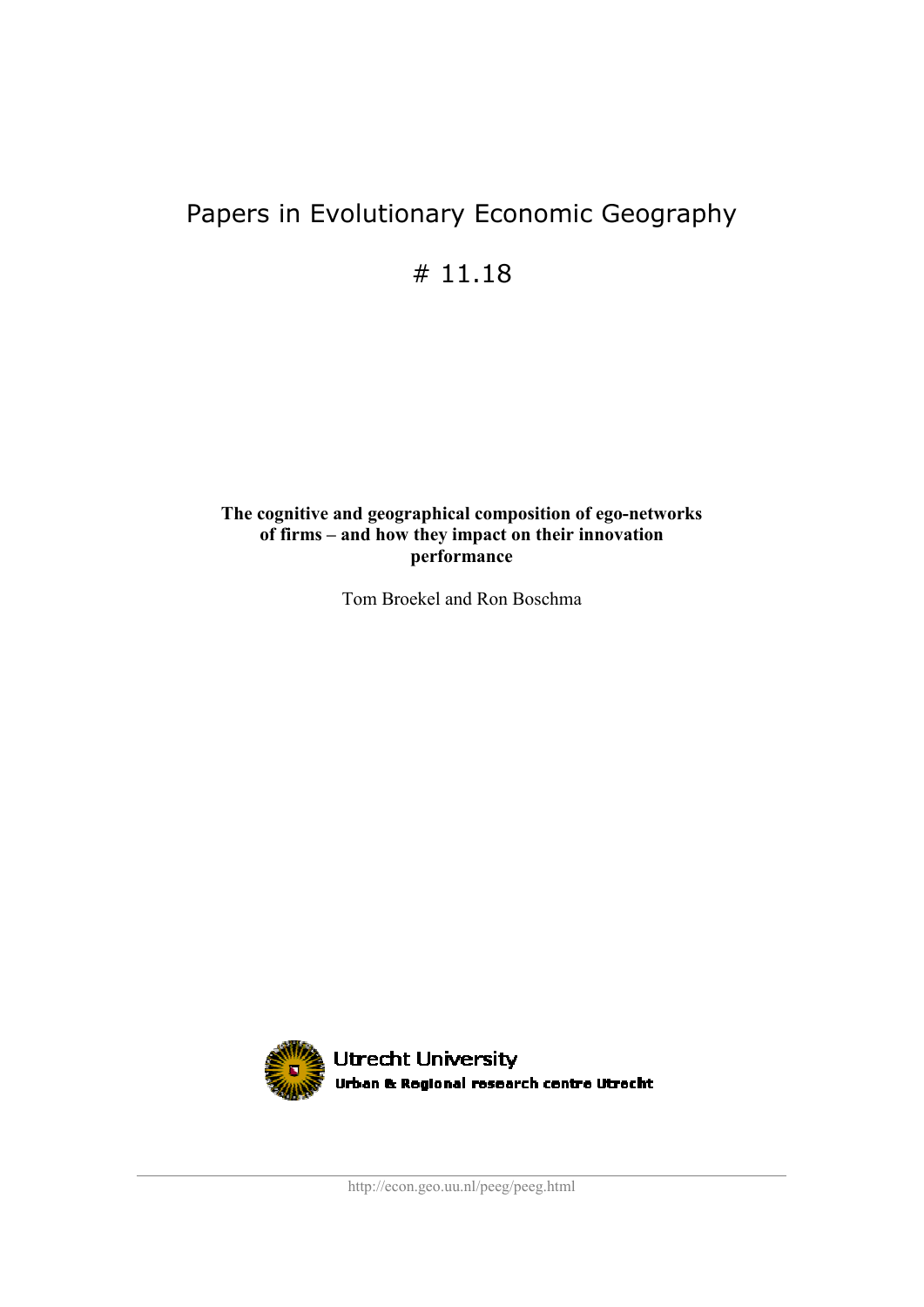# Papers in Evolutionary Economic Geography

# # 11.18

**The cognitive and geographical composition of ego-networks of firms – and how they impact on their innovation performance**

Tom Broekel and Ron Boschma

Utrecht University
Urban & Regional research centre Utrecht

http://econ.geo.uu.nl/peeg/peeg.html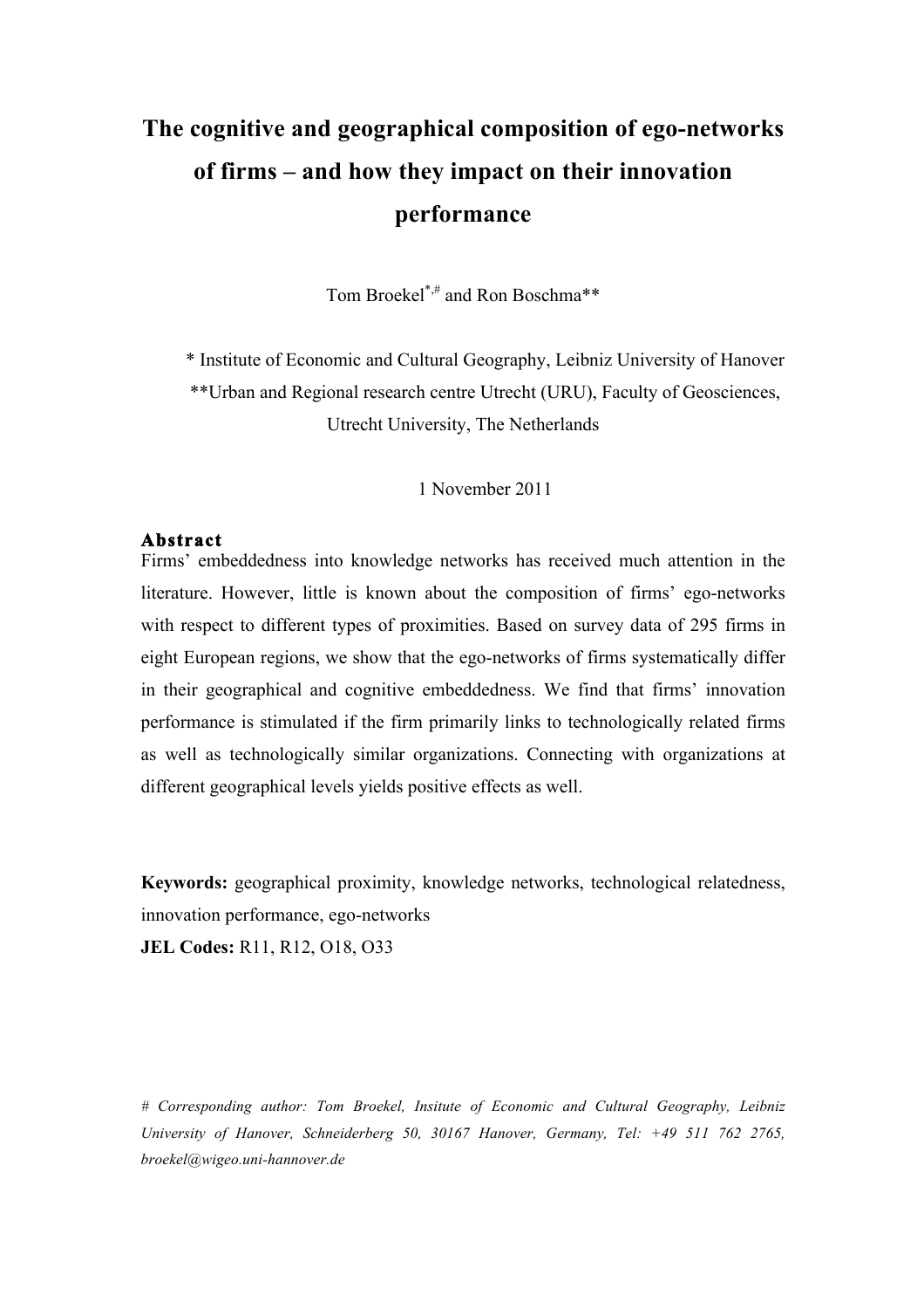# The cognitive and geographical composition of ego-networks of firms – and how they impact on their innovation performance

Tom Broekel[*,#] and Ron Boschma**

\* Institute of Economic and Cultural Geography, Leibniz University of Hanover

**Urban and Regional research centre Utrecht (URU), Faculty of Geosciences, Utrecht University, The Netherlands

1 November 2011

**Abstract**

Firms' embeddedness into knowledge networks has received much attention in the literature. However, little is known about the composition of firms' ego-networks with respect to different types of proximities. Based on survey data of 295 firms in eight European regions, we show that the ego-networks of firms systematically differ in their geographical and cognitive embeddedness. We find that firms' innovation performance is stimulated if the firm primarily links to technologically related firms as well as technologically similar organizations. Connecting with organizations at different geographical levels yields positive effects as well.

**Keywords:** geographical proximity, knowledge networks, technological relatedness, innovation performance, ego-networks

**JEL Codes:** R11, R12, O18, O33

*# Corresponding author: Tom Broekel, Insitute of Economic and Cultural Geography, Leibniz University of Hanover, Schneiderberg 50, 30167 Hanover, Germany, Tel: +49 511 762 2765, broekel@wigeo.uni-hannover.de*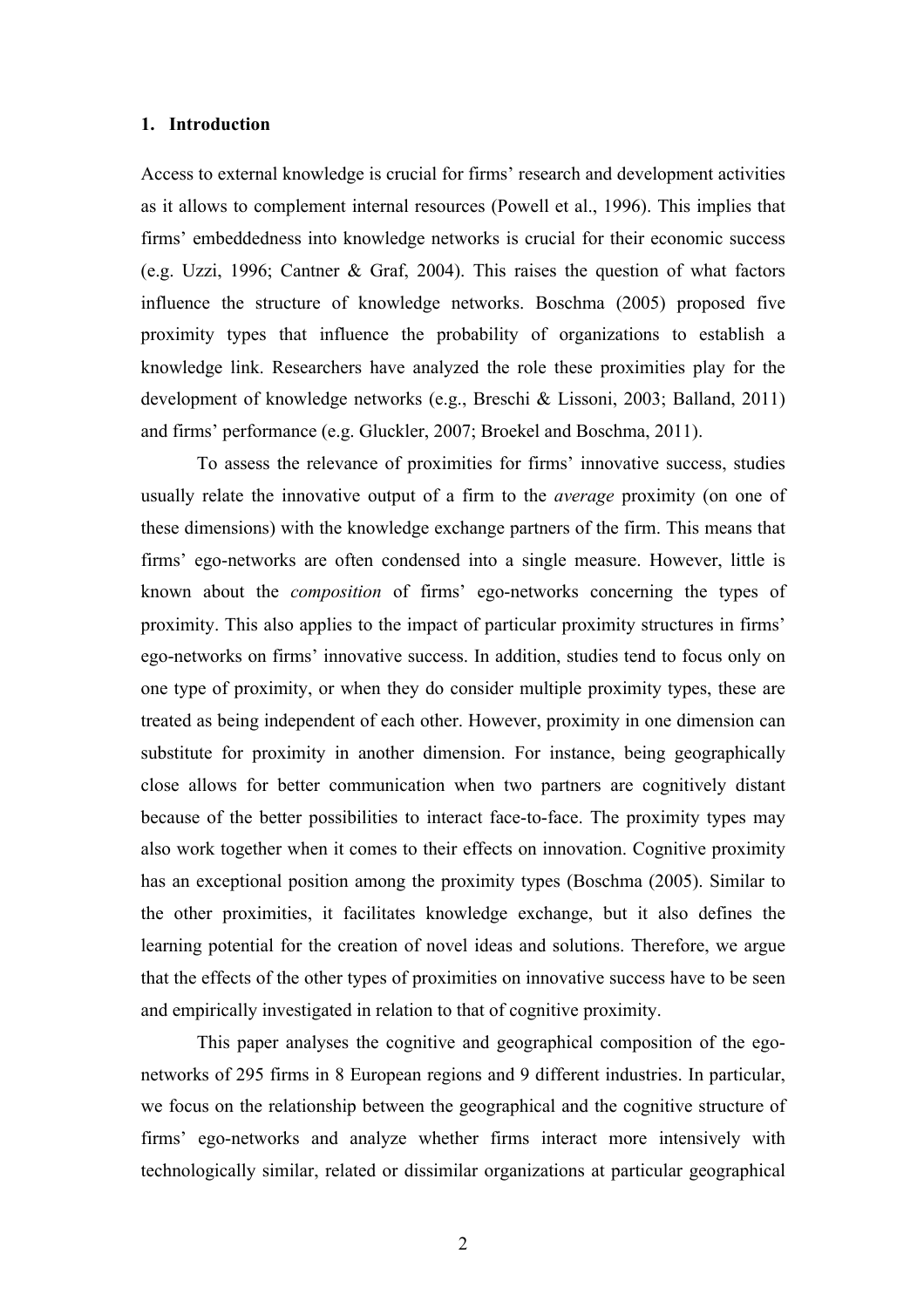## 1. Introduction

Access to external knowledge is crucial for firms' research and development activities as it allows to complement internal resources (Powell et al., 1996). This implies that firms' embeddedness into knowledge networks is crucial for their economic success (e.g. Uzzi, 1996; Cantner & Graf, 2004). This raises the question of what factors influence the structure of knowledge networks. Boschma (2005) proposed five proximity types that influence the probability of organizations to establish a knowledge link. Researchers have analyzed the role these proximities play for the development of knowledge networks (e.g., Breschi & Lissoni, 2003; Balland, 2011) and firms' performance (e.g. Gluckler, 2007; Broekel and Boschma, 2011).

To assess the relevance of proximities for firms' innovative success, studies usually relate the innovative output of a firm to the *average* proximity (on one of these dimensions) with the knowledge exchange partners of the firm. This means that firms' ego-networks are often condensed into a single measure. However, little is known about the *composition* of firms' ego-networks concerning the types of proximity. This also applies to the impact of particular proximity structures in firms' ego-networks on firms' innovative success. In addition, studies tend to focus only on one type of proximity, or when they do consider multiple proximity types, these are treated as being independent of each other. However, proximity in one dimension can substitute for proximity in another dimension. For instance, being geographically close allows for better communication when two partners are cognitively distant because of the better possibilities to interact face-to-face. The proximity types may also work together when it comes to their effects on innovation. Cognitive proximity has an exceptional position among the proximity types (Boschma (2005). Similar to the other proximities, it facilitates knowledge exchange, but it also defines the learning potential for the creation of novel ideas and solutions. Therefore, we argue that the effects of the other types of proximities on innovative success have to be seen and empirically investigated in relation to that of cognitive proximity.

This paper analyses the cognitive and geographical composition of the ego-networks of 295 firms in 8 European regions and 9 different industries. In particular, we focus on the relationship between the geographical and the cognitive structure of firms' ego-networks and analyze whether firms interact more intensively with technologically similar, related or dissimilar organizations at particular geographical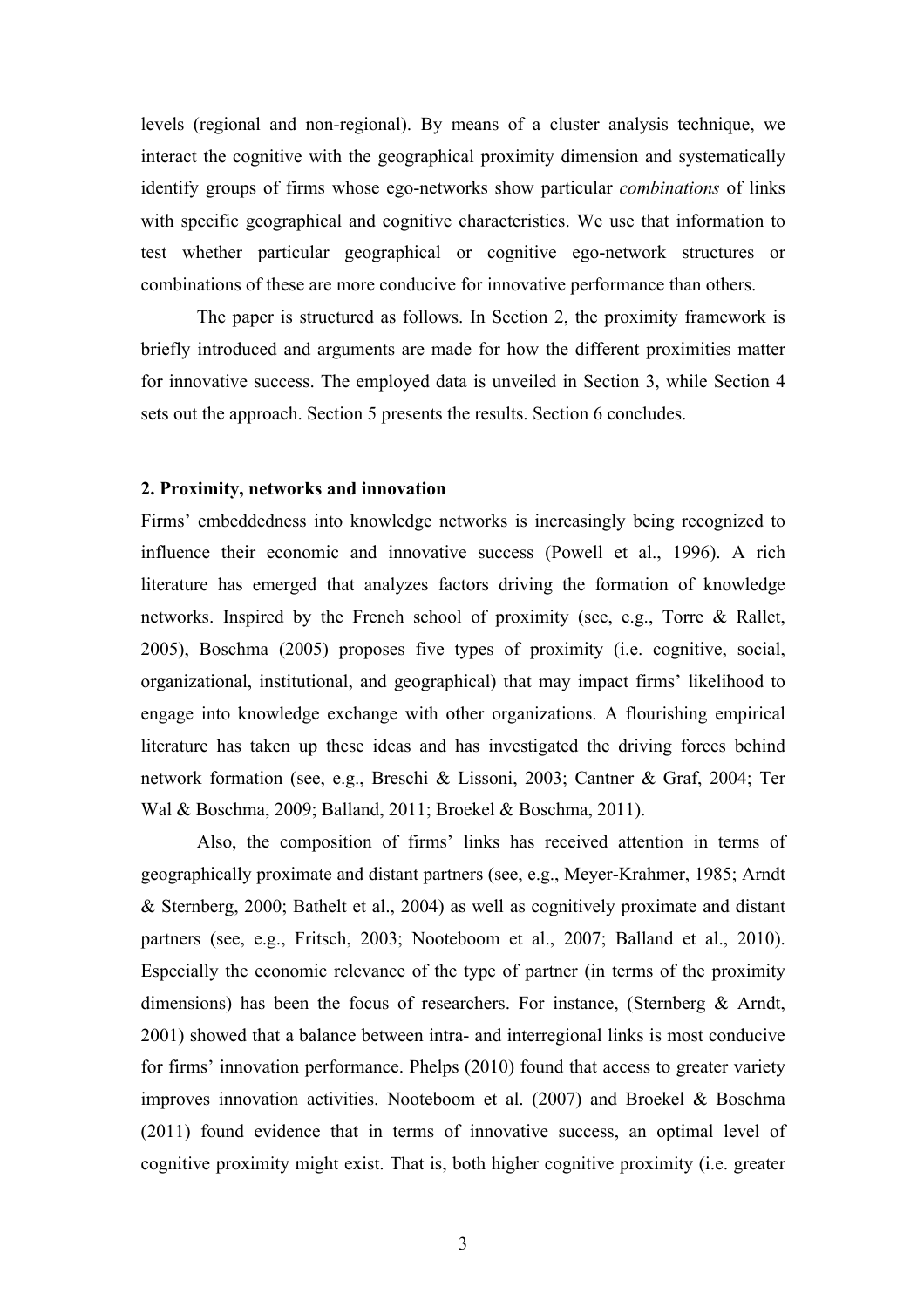levels (regional and non-regional). By means of a cluster analysis technique, we interact the cognitive with the geographical proximity dimension and systematically identify groups of firms whose ego-networks show particular *combinations* of links with specific geographical and cognitive characteristics. We use that information to test whether particular geographical or cognitive ego-network structures or combinations of these are more conducive for innovative performance than others.

The paper is structured as follows. In Section 2, the proximity framework is briefly introduced and arguments are made for how the different proximities matter for innovative success. The employed data is unveiled in Section 3, while Section 4 sets out the approach. Section 5 presents the results. Section 6 concludes.

## 2. Proximity, networks and innovation

Firms' embeddedness into knowledge networks is increasingly being recognized to influence their economic and innovative success (Powell et al., 1996). A rich literature has emerged that analyzes factors driving the formation of knowledge networks. Inspired by the French school of proximity (see, e.g., Torre & Rallet, 2005), Boschma (2005) proposes five types of proximity (i.e. cognitive, social, organizational, institutional, and geographical) that may impact firms' likelihood to engage into knowledge exchange with other organizations. A flourishing empirical literature has taken up these ideas and has investigated the driving forces behind network formation (see, e.g., Breschi & Lissoni, 2003; Cantner & Graf, 2004; Ter Wal & Boschma, 2009; Balland, 2011; Broekel & Boschma, 2011).

Also, the composition of firms' links has received attention in terms of geographically proximate and distant partners (see, e.g., Meyer-Krahmer, 1985; Arndt & Sternberg, 2000; Bathelt et al., 2004) as well as cognitively proximate and distant partners (see, e.g., Fritsch, 2003; Nooteboom et al., 2007; Balland et al., 2010). Especially the economic relevance of the type of partner (in terms of the proximity dimensions) has been the focus of researchers. For instance, (Sternberg & Arndt, 2001) showed that a balance between intra- and interregional links is most conducive for firms' innovation performance. Phelps (2010) found that access to greater variety improves innovation activities. Nooteboom et al. (2007) and Broekel & Boschma (2011) found evidence that in terms of innovative success, an optimal level of cognitive proximity might exist. That is, both higher cognitive proximity (i.e. greater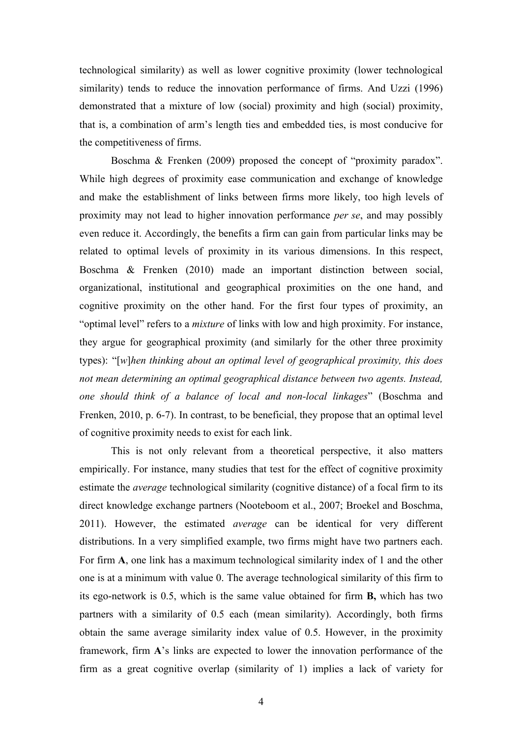technological similarity) as well as lower cognitive proximity (lower technological similarity) tends to reduce the innovation performance of firms. And Uzzi (1996) demonstrated that a mixture of low (social) proximity and high (social) proximity, that is, a combination of arm's length ties and embedded ties, is most conducive for the competitiveness of firms.

Boschma & Frenken (2009) proposed the concept of "proximity paradox". While high degrees of proximity ease communication and exchange of knowledge and make the establishment of links between firms more likely, too high levels of proximity may not lead to higher innovation performance *per se*, and may possibly even reduce it. Accordingly, the benefits a firm can gain from particular links may be related to optimal levels of proximity in its various dimensions. In this respect, Boschma & Frenken (2010) made an important distinction between social, organizational, institutional and geographical proximities on the one hand, and cognitive proximity on the other hand. For the first four types of proximity, an "optimal level" refers to a *mixture* of links with low and high proximity. For instance, they argue for geographical proximity (and similarly for the other three proximity types): "[*w*]*hen thinking about an optimal level of geographical proximity, this does not mean determining an optimal geographical distance between two agents. Instead, one should think of a balance of local and non-local linkages*" (Boschma and Frenken, 2010, p. 6-7). In contrast, to be beneficial, they propose that an optimal level of cognitive proximity needs to exist for each link.

This is not only relevant from a theoretical perspective, it also matters empirically. For instance, many studies that test for the effect of cognitive proximity estimate the *average* technological similarity (cognitive distance) of a focal firm to its direct knowledge exchange partners (Nooteboom et al., 2007; Broekel and Boschma, 2011). However, the estimated *average* can be identical for very different distributions. In a very simplified example, two firms might have two partners each. For firm **A**, one link has a maximum technological similarity index of 1 and the other one is at a minimum with value 0. The average technological similarity of this firm to its ego-network is 0.5, which is the same value obtained for firm **B,** which has two partners with a similarity of 0.5 each (mean similarity). Accordingly, both firms obtain the same average similarity index value of 0.5. However, in the proximity framework, firm **A**'s links are expected to lower the innovation performance of the firm as a great cognitive overlap (similarity of 1) implies a lack of variety for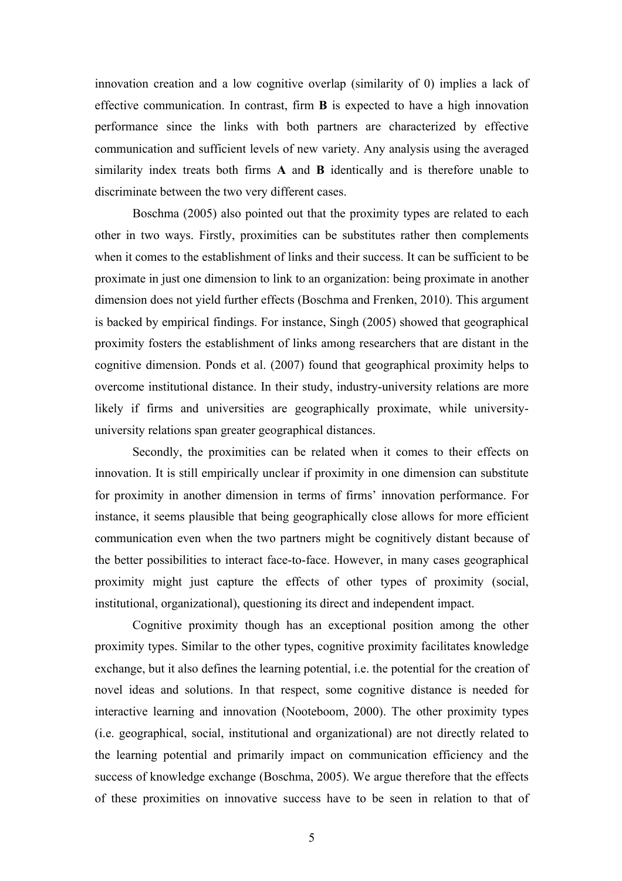innovation creation and a low cognitive overlap (similarity of 0) implies a lack of effective communication. In contrast, firm **B** is expected to have a high innovation performance since the links with both partners are characterized by effective communication and sufficient levels of new variety. Any analysis using the averaged similarity index treats both firms **A** and **B** identically and is therefore unable to discriminate between the two very different cases.

Boschma (2005) also pointed out that the proximity types are related to each other in two ways. Firstly, proximities can be substitutes rather then complements when it comes to the establishment of links and their success. It can be sufficient to be proximate in just one dimension to link to an organization: being proximate in another dimension does not yield further effects (Boschma and Frenken, 2010). This argument is backed by empirical findings. For instance, Singh (2005) showed that geographical proximity fosters the establishment of links among researchers that are distant in the cognitive dimension. Ponds et al. (2007) found that geographical proximity helps to overcome institutional distance. In their study, industry-university relations are more likely if firms and universities are geographically proximate, while university-university relations span greater geographical distances.

Secondly, the proximities can be related when it comes to their effects on innovation. It is still empirically unclear if proximity in one dimension can substitute for proximity in another dimension in terms of firms' innovation performance. For instance, it seems plausible that being geographically close allows for more efficient communication even when the two partners might be cognitively distant because of the better possibilities to interact face-to-face. However, in many cases geographical proximity might just capture the effects of other types of proximity (social, institutional, organizational), questioning its direct and independent impact.

Cognitive proximity though has an exceptional position among the other proximity types. Similar to the other types, cognitive proximity facilitates knowledge exchange, but it also defines the learning potential, i.e. the potential for the creation of novel ideas and solutions. In that respect, some cognitive distance is needed for interactive learning and innovation (Nooteboom, 2000). The other proximity types (i.e. geographical, social, institutional and organizational) are not directly related to the learning potential and primarily impact on communication efficiency and the success of knowledge exchange (Boschma, 2005). We argue therefore that the effects of these proximities on innovative success have to be seen in relation to that of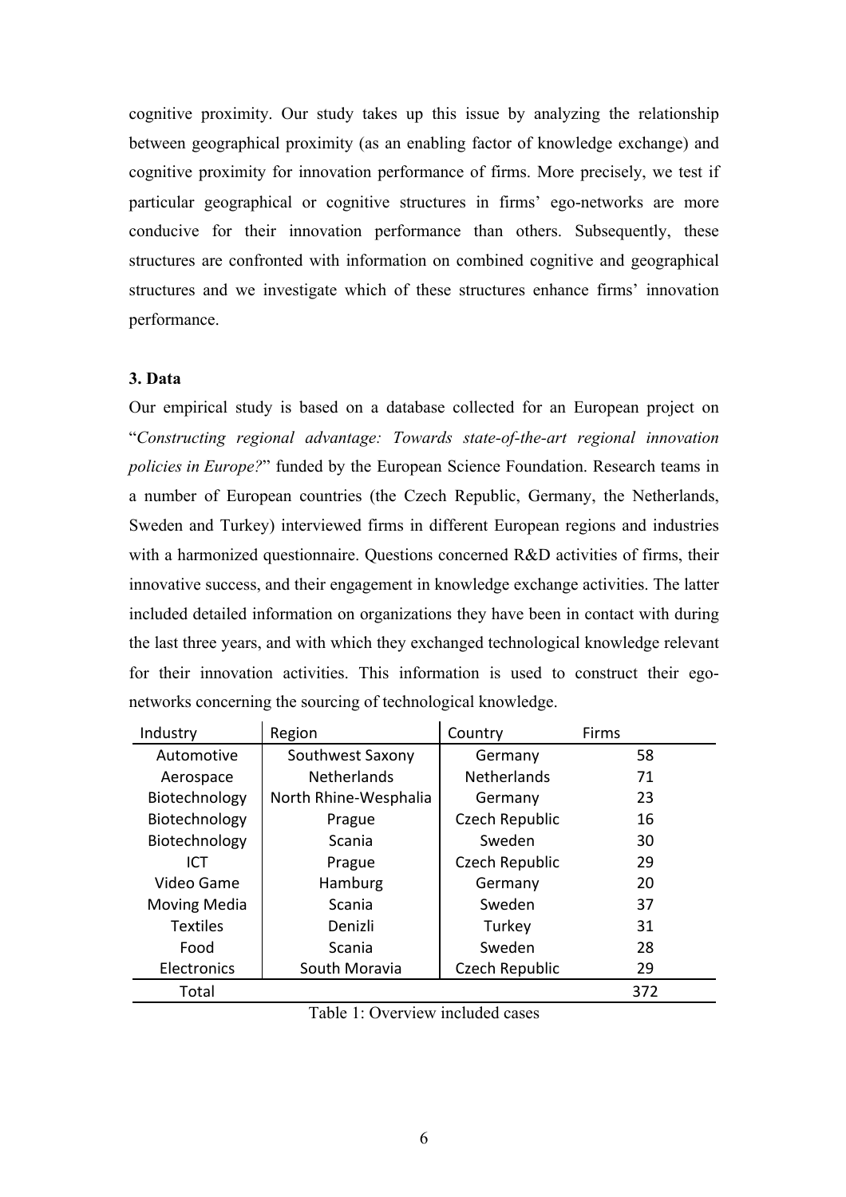cognitive proximity. Our study takes up this issue by analyzing the relationship between geographical proximity (as an enabling factor of knowledge exchange) and cognitive proximity for innovation performance of firms. More precisely, we test if particular geographical or cognitive structures in firms' ego-networks are more conducive for their innovation performance than others. Subsequently, these structures are confronted with information on combined cognitive and geographical structures and we investigate which of these structures enhance firms' innovation performance.

### 3. Data

Our empirical study is based on a database collected for an European project on "*Constructing regional advantage: Towards state-of-the-art regional innovation policies in Europe?*" funded by the European Science Foundation. Research teams in a number of European countries (the Czech Republic, Germany, the Netherlands, Sweden and Turkey) interviewed firms in different European regions and industries with a harmonized questionnaire. Questions concerned R&D activities of firms, their innovative success, and their engagement in knowledge exchange activities. The latter included detailed information on organizations they have been in contact with during the last three years, and with which they exchanged technological knowledge relevant for their innovation activities. This information is used to construct their ego-networks concerning the sourcing of technological knowledge.

| Industry | Region | Country | Firms |
|---|---|---|---|
| Automotive | Southwest Saxony | Germany | 58 |
| Aerospace | Netherlands | Netherlands | 71 |
| Biotechnology | North Rhine-Wesphalia | Germany | 23 |
| Biotechnology | Prague | Czech Republic | 16 |
| Biotechnology | Scania | Sweden | 30 |
| ICT | Prague | Czech Republic | 29 |
| Video Game | Hamburg | Germany | 20 |
| Moving Media | Scania | Sweden | 37 |
| Textiles | Denizli | Turkey | 31 |
| Food | Scania | Sweden | 28 |
| Electronics | South Moravia | Czech Republic | 29 |
| Total | | | 372 |

Table 1: Overview included cases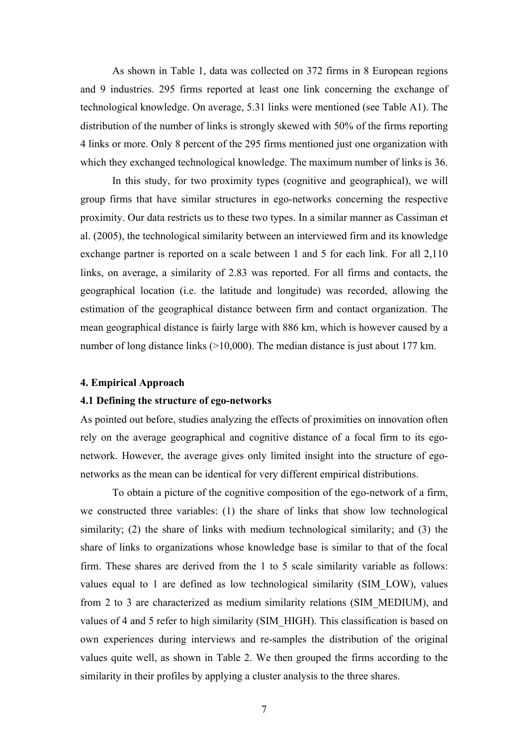As shown in Table 1, data was collected on 372 firms in 8 European regions and 9 industries. 295 firms reported at least one link concerning the exchange of technological knowledge. On average, 5.31 links were mentioned (see Table A1). The distribution of the number of links is strongly skewed with 50% of the firms reporting 4 links or more. Only 8 percent of the 295 firms mentioned just one organization with which they exchanged technological knowledge. The maximum number of links is 36.

In this study, for two proximity types (cognitive and geographical), we will group firms that have similar structures in ego-networks concerning the respective proximity. Our data restricts us to these two types. In a similar manner as Cassiman et al. (2005), the technological similarity between an interviewed firm and its knowledge exchange partner is reported on a scale between 1 and 5 for each link. For all 2,110 links, on average, a similarity of 2.83 was reported. For all firms and contacts, the geographical location (i.e. the latitude and longitude) was recorded, allowing the estimation of the geographical distance between firm and contact organization. The mean geographical distance is fairly large with 886 km, which is however caused by a number of long distance links (>10,000). The median distance is just about 177 km.

## 4. Empirical Approach

### 4.1 Defining the structure of ego-networks

As pointed out before, studies analyzing the effects of proximities on innovation often rely on the average geographical and cognitive distance of a focal firm to its ego-network. However, the average gives only limited insight into the structure of ego-networks as the mean can be identical for very different empirical distributions.

To obtain a picture of the cognitive composition of the ego-network of a firm, we constructed three variables: (1) the share of links that show low technological similarity; (2) the share of links with medium technological similarity; and (3) the share of links to organizations whose knowledge base is similar to that of the focal firm. These shares are derived from the 1 to 5 scale similarity variable as follows: values equal to 1 are defined as low technological similarity (SIM_LOW), values from 2 to 3 are characterized as medium similarity relations (SIM_MEDIUM), and values of 4 and 5 refer to high similarity (SIM_HIGH). This classification is based on own experiences during interviews and re-samples the distribution of the original values quite well, as shown in Table 2. We then grouped the firms according to the similarity in their profiles by applying a cluster analysis to the three shares.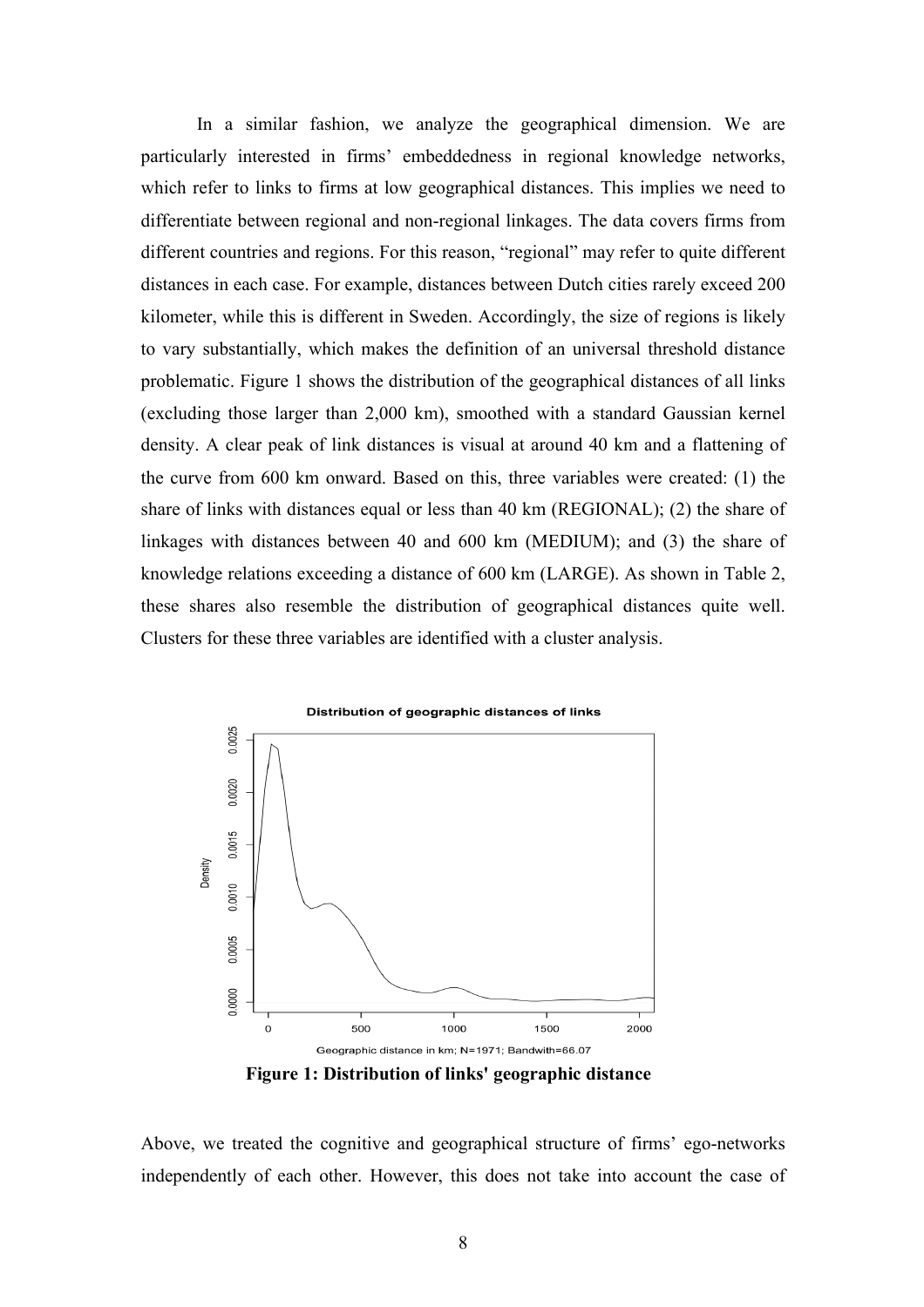In a similar fashion, we analyze the geographical dimension. We are particularly interested in firms' embeddedness in regional knowledge networks, which refer to links to firms at low geographical distances. This implies we need to differentiate between regional and non-regional linkages. The data covers firms from different countries and regions. For this reason, "regional" may refer to quite different distances in each case. For example, distances between Dutch cities rarely exceed 200 kilometer, while this is different in Sweden. Accordingly, the size of regions is likely to vary substantially, which makes the definition of an universal threshold distance problematic. Figure 1 shows the distribution of the geographical distances of all links (excluding those larger than 2,000 km), smoothed with a standard Gaussian kernel density. A clear peak of link distances is visual at around 40 km and a flattening of the curve from 600 km onward. Based on this, three variables were created: (1) the share of links with distances equal or less than 40 km (REGIONAL); (2) the share of linkages with distances between 40 and 600 km (MEDIUM); and (3) the share of knowledge relations exceeding a distance of 600 km (LARGE). As shown in Table 2, these shares also resemble the distribution of geographical distances quite well. Clusters for these three variables are identified with a cluster analysis.

**Figure 1: Distribution of links' geographic distance**

Above, we treated the cognitive and geographical structure of firms' ego-networks independently of each other. However, this does not take into account the case of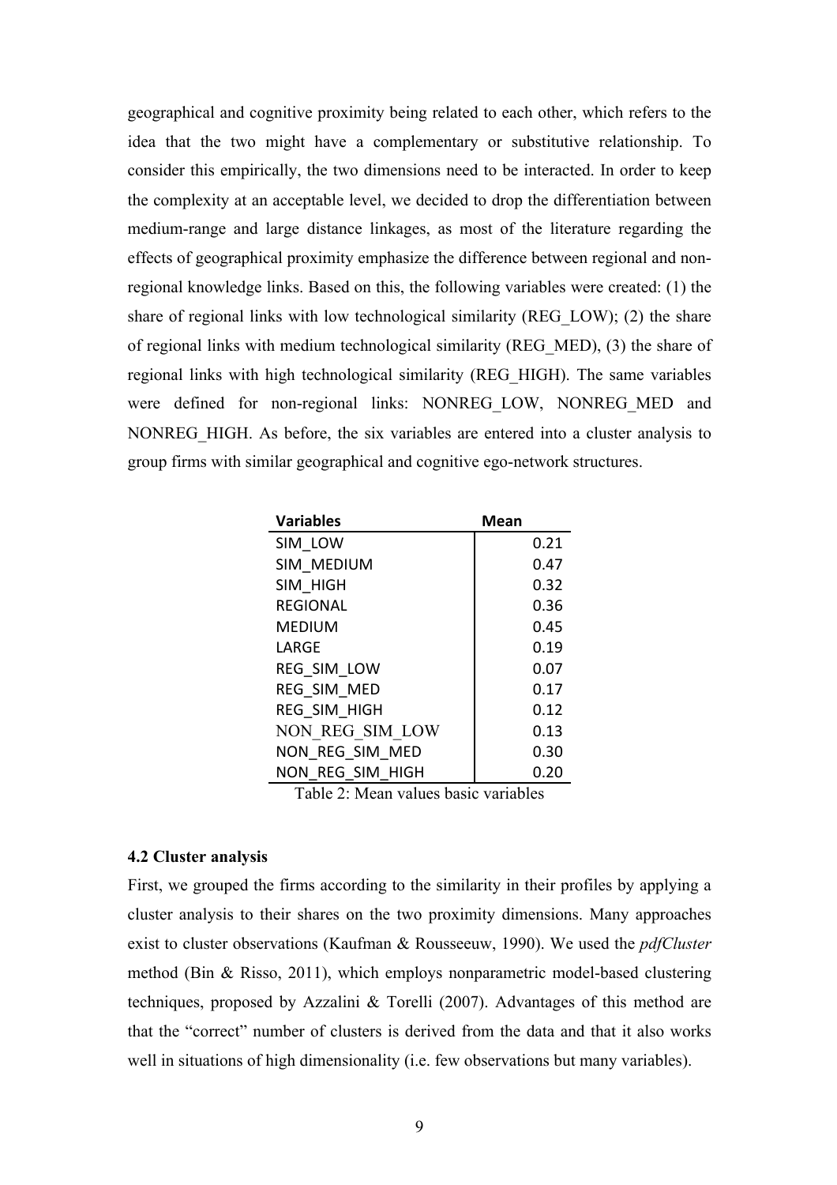geographical and cognitive proximity being related to each other, which refers to the idea that the two might have a complementary or substitutive relationship. To consider this empirically, the two dimensions need to be interacted. In order to keep the complexity at an acceptable level, we decided to drop the differentiation between medium-range and large distance linkages, as most of the literature regarding the effects of geographical proximity emphasize the difference between regional and non-regional knowledge links. Based on this, the following variables were created: (1) the share of regional links with low technological similarity (REG_LOW); (2) the share of regional links with medium technological similarity (REG_MED), (3) the share of regional links with high technological similarity (REG_HIGH). The same variables were defined for non-regional links: NONREG_LOW, NONREG_MED and NONREG_HIGH. As before, the six variables are entered into a cluster analysis to group firms with similar geographical and cognitive ego-network structures.

| Variables | Mean |
|---|---|
| SIM_LOW | 0.21 |
| SIM_MEDIUM | 0.47 |
| SIM_HIGH | 0.32 |
| REGIONAL | 0.36 |
| MEDIUM | 0.45 |
| LARGE | 0.19 |
| REG_SIM_LOW | 0.07 |
| REG_SIM_MED | 0.17 |
| REG_SIM_HIGH | 0.12 |
| NON_REG_SIM_LOW | 0.13 |
| NON_REG_SIM_MED | 0.30 |
| NON_REG_SIM_HIGH | 0.20 |

Table 2: Mean values basic variables

### 4.2 Cluster analysis

First, we grouped the firms according to the similarity in their profiles by applying a cluster analysis to their shares on the two proximity dimensions. Many approaches exist to cluster observations (Kaufman & Rousseeuw, 1990). We used the *pdfCluster* method (Bin & Risso, 2011), which employs nonparametric model-based clustering techniques, proposed by Azzalini & Torelli (2007). Advantages of this method are that the "correct" number of clusters is derived from the data and that it also works well in situations of high dimensionality (i.e. few observations but many variables).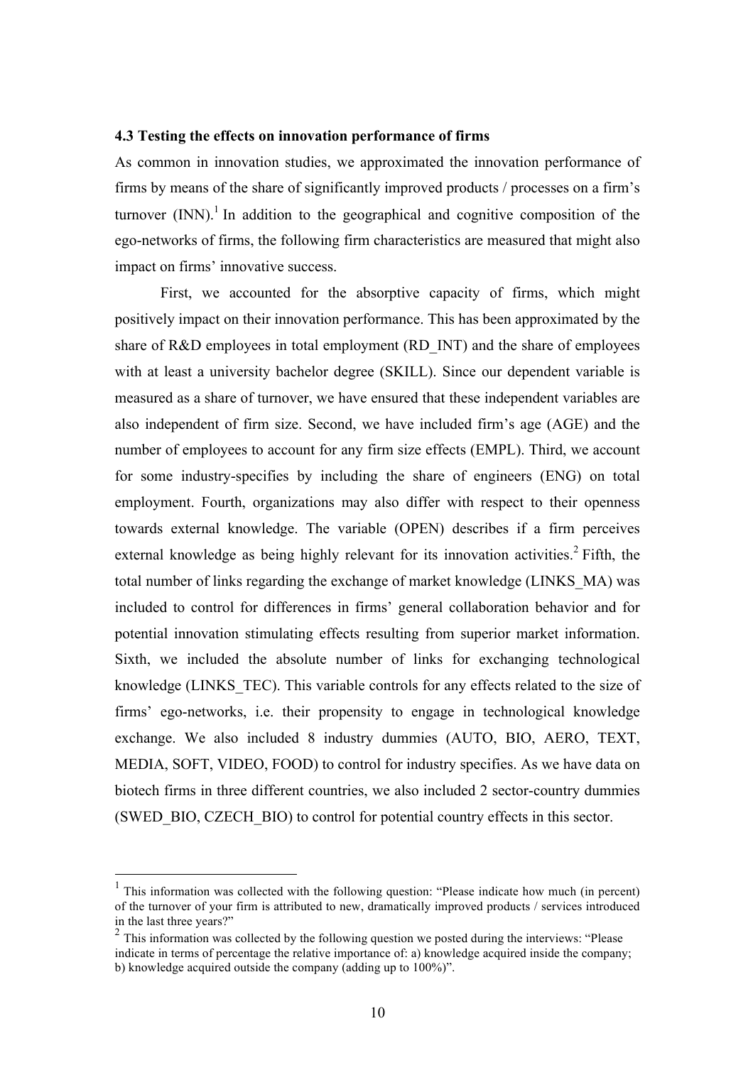### 4.3 Testing the effects on innovation performance of firms

As common in innovation studies, we approximated the innovation performance of firms by means of the share of significantly improved products / processes on a firm's turnover (INN).[1] In addition to the geographical and cognitive composition of the ego-networks of firms, the following firm characteristics are measured that might also impact on firms' innovative success.

First, we accounted for the absorptive capacity of firms, which might positively impact on their innovation performance. This has been approximated by the share of R&D employees in total employment (RD_INT) and the share of employees with at least a university bachelor degree (SKILL). Since our dependent variable is measured as a share of turnover, we have ensured that these independent variables are also independent of firm size. Second, we have included firm's age (AGE) and the number of employees to account for any firm size effects (EMPL). Third, we account for some industry-specifies by including the share of engineers (ENG) on total employment. Fourth, organizations may also differ with respect to their openness towards external knowledge. The variable (OPEN) describes if a firm perceives external knowledge as being highly relevant for its innovation activities.[2] Fifth, the total number of links regarding the exchange of market knowledge (LINKS_MA) was included to control for differences in firms' general collaboration behavior and for potential innovation stimulating effects resulting from superior market information. Sixth, we included the absolute number of links for exchanging technological knowledge (LINKS_TEC). This variable controls for any effects related to the size of firms' ego-networks, i.e. their propensity to engage in technological knowledge exchange. We also included 8 industry dummies (AUTO, BIO, AERO, TEXT, MEDIA, SOFT, VIDEO, FOOD) to control for industry specifies. As we have data on biotech firms in three different countries, we also included 2 sector-country dummies (SWED_BIO, CZECH_BIO) to control for potential country effects in this sector.

---

[1] This information was collected with the following question: "Please indicate how much (in percent) of the turnover of your firm is attributed to new, dramatically improved products / services introduced in the last three years?"

[2] This information was collected by the following question we posted during the interviews: "Please indicate in terms of percentage the relative importance of: a) knowledge acquired inside the company; b) knowledge acquired outside the company (adding up to 100%)".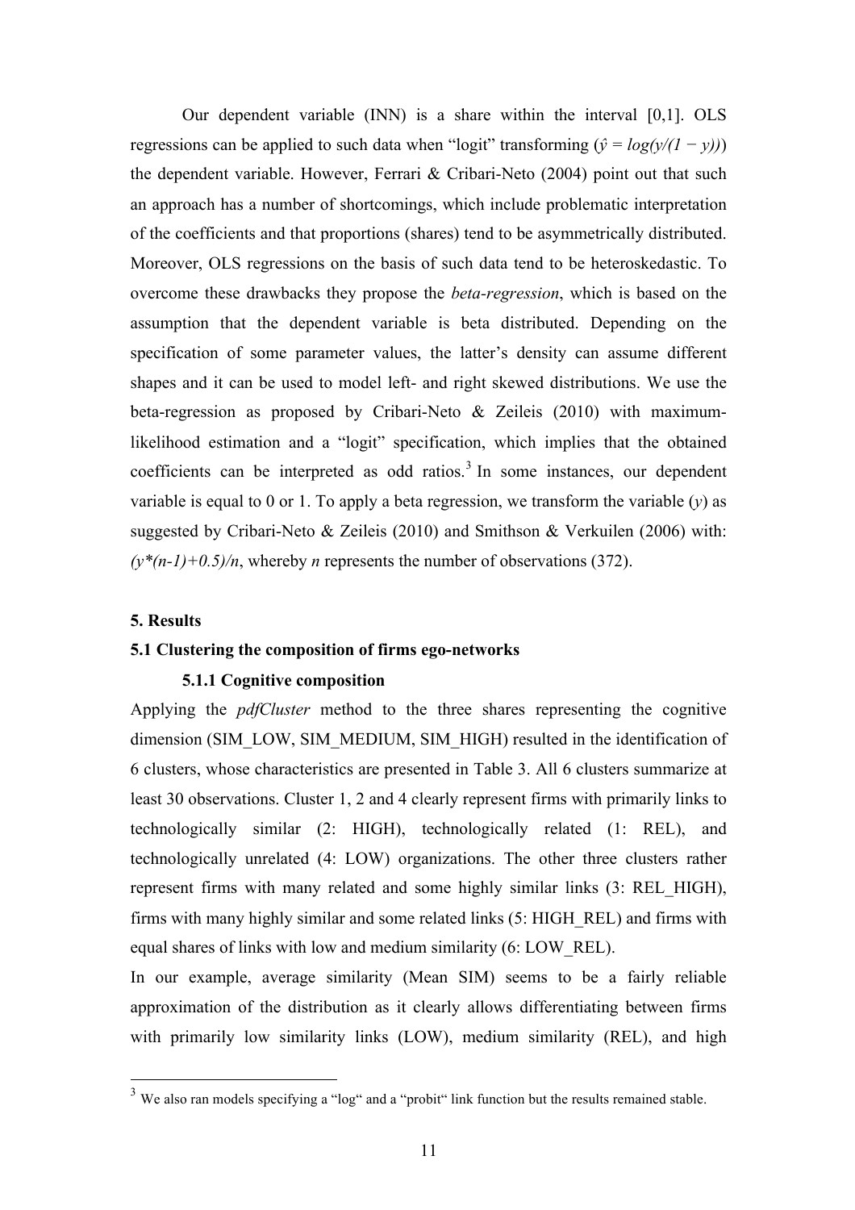Our dependent variable (INN) is a share within the interval [0,1]. OLS regressions can be applied to such data when "logit" transforming ($\hat{y} = log(y/(1 - y))$) the dependent variable. However, Ferrari & Cribari-Neto (2004) point out that such an approach has a number of shortcomings, which include problematic interpretation of the coefficients and that proportions (shares) tend to be asymmetrically distributed. Moreover, OLS regressions on the basis of such data tend to be heteroskedastic. To overcome these drawbacks they propose the *beta-regression*, which is based on the assumption that the dependent variable is beta distributed. Depending on the specification of some parameter values, the latter's density can assume different shapes and it can be used to model left- and right skewed distributions. We use the beta-regression as proposed by Cribari-Neto & Zeileis (2010) with maximum-likelihood estimation and a "logit" specification, which implies that the obtained coefficients can be interpreted as odd ratios.[3] In some instances, our dependent variable is equal to 0 or 1. To apply a beta regression, we transform the variable ($y$) as suggested by Cribari-Neto & Zeileis (2010) and Smithson & Verkuilen (2006) with: $(y*(n-1)+0.5)/n$, whereby $n$ represents the number of observations (372).

## 5. Results

### 5.1 Clustering the composition of firms ego-networks

#### 5.1.1 Cognitive composition

Applying the *pdfCluster* method to the three shares representing the cognitive dimension (SIM_LOW, SIM_MEDIUM, SIM_HIGH) resulted in the identification of 6 clusters, whose characteristics are presented in Table 3. All 6 clusters summarize at least 30 observations. Cluster 1, 2 and 4 clearly represent firms with primarily links to technologically similar (2: HIGH), technologically related (1: REL), and technologically unrelated (4: LOW) organizations. The other three clusters rather represent firms with many related and some highly similar links (3: REL_HIGH), firms with many highly similar and some related links (5: HIGH_REL) and firms with equal shares of links with low and medium similarity (6: LOW_REL).

In our example, average similarity (Mean SIM) seems to be a fairly reliable approximation of the distribution as it clearly allows differentiating between firms with primarily low similarity links (LOW), medium similarity (REL), and high

[3] We also ran models specifying a "log" and a "probit" link function but the results remained stable.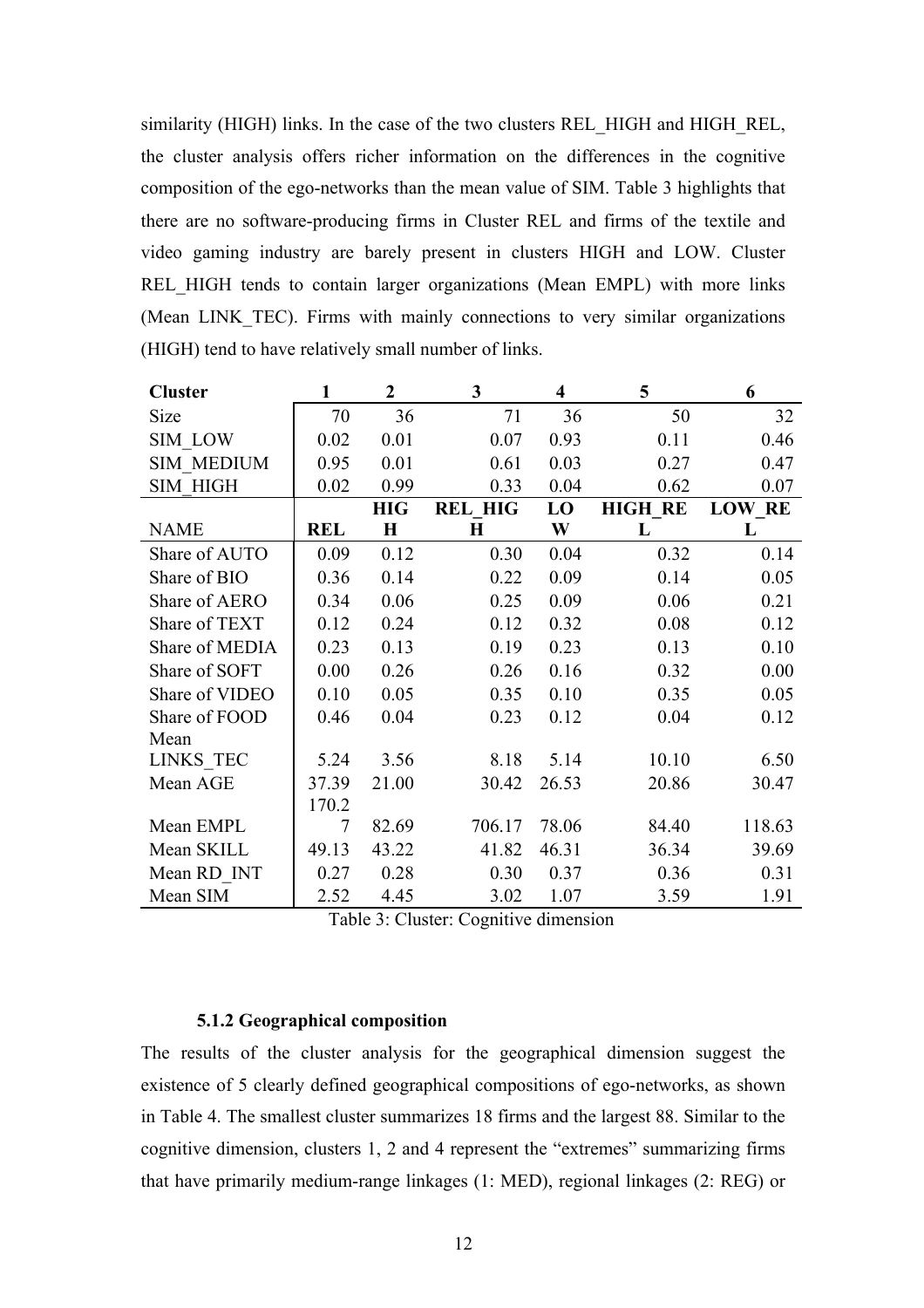similarity (HIGH) links. In the case of the two clusters REL_HIGH and HIGH_REL, the cluster analysis offers richer information on the differences in the cognitive composition of the ego-networks than the mean value of SIM. Table 3 highlights that there are no software-producing firms in Cluster REL and firms of the textile and video gaming industry are barely present in clusters HIGH and LOW. Cluster REL_HIGH tends to contain larger organizations (Mean EMPL) with more links (Mean LINK_TEC). Firms with mainly connections to very similar organizations (HIGH) tend to have relatively small number of links.

| **Cluster** | **1** | **2** | **3** | **4** | **5** | **6** |
|---|---|---|---|---|---|---|
| Size | 70 | 36 | 71 | 36 | 50 | 32 |
| SIM_LOW | 0.02 | 0.01 | 0.07 | 0.93 | 0.11 | 0.46 |
| SIM_MEDIUM | 0.95 | 0.01 | 0.61 | 0.03 | 0.27 | 0.47 |
| SIM_HIGH | 0.02 | 0.99 | 0.33 | 0.04 | 0.62 | 0.07 |
| NAME | **REL** | **HIGH** | **REL_HIGH** | **LOW** | **HIGH_REL** | **LOW_REL** |
| Share of AUTO | 0.09 | 0.12 | 0.30 | 0.04 | 0.32 | 0.14 |
| Share of BIO | 0.36 | 0.14 | 0.22 | 0.09 | 0.14 | 0.05 |
| Share of AERO | 0.34 | 0.06 | 0.25 | 0.09 | 0.06 | 0.21 |
| Share of TEXT | 0.12 | 0.24 | 0.12 | 0.32 | 0.08 | 0.12 |
| Share of MEDIA | 0.23 | 0.13 | 0.19 | 0.23 | 0.13 | 0.10 |
| Share of SOFT | 0.00 | 0.26 | 0.26 | 0.16 | 0.32 | 0.00 |
| Share of VIDEO | 0.10 | 0.05 | 0.35 | 0.10 | 0.35 | 0.05 |
| Share of FOOD | 0.46 | 0.04 | 0.23 | 0.12 | 0.04 | 0.12 |
| Mean LINKS_TEC | 5.24 | 3.56 | 8.18 | 5.14 | 10.10 | 6.50 |
| Mean AGE | 37.39 | 21.00 | 30.42 | 26.53 | 20.86 | 30.47 |
| Mean EMPL | 170.27 | 82.69 | 706.17 | 78.06 | 84.40 | 118.63 |
| Mean SKILL | 49.13 | 43.22 | 41.82 | 46.31 | 36.34 | 39.69 |
| Mean RD_INT | 0.27 | 0.28 | 0.30 | 0.37 | 0.36 | 0.31 |
| Mean SIM | 2.52 | 4.45 | 3.02 | 1.07 | 3.59 | 1.91 |

Table 3: Cluster: Cognitive dimension

#### 5.1.2 Geographical composition

The results of the cluster analysis for the geographical dimension suggest the existence of 5 clearly defined geographical compositions of ego-networks, as shown in Table 4. The smallest cluster summarizes 18 firms and the largest 88. Similar to the cognitive dimension, clusters 1, 2 and 4 represent the "extremes" summarizing firms that have primarily medium-range linkages (1: MED), regional linkages (2: REG) or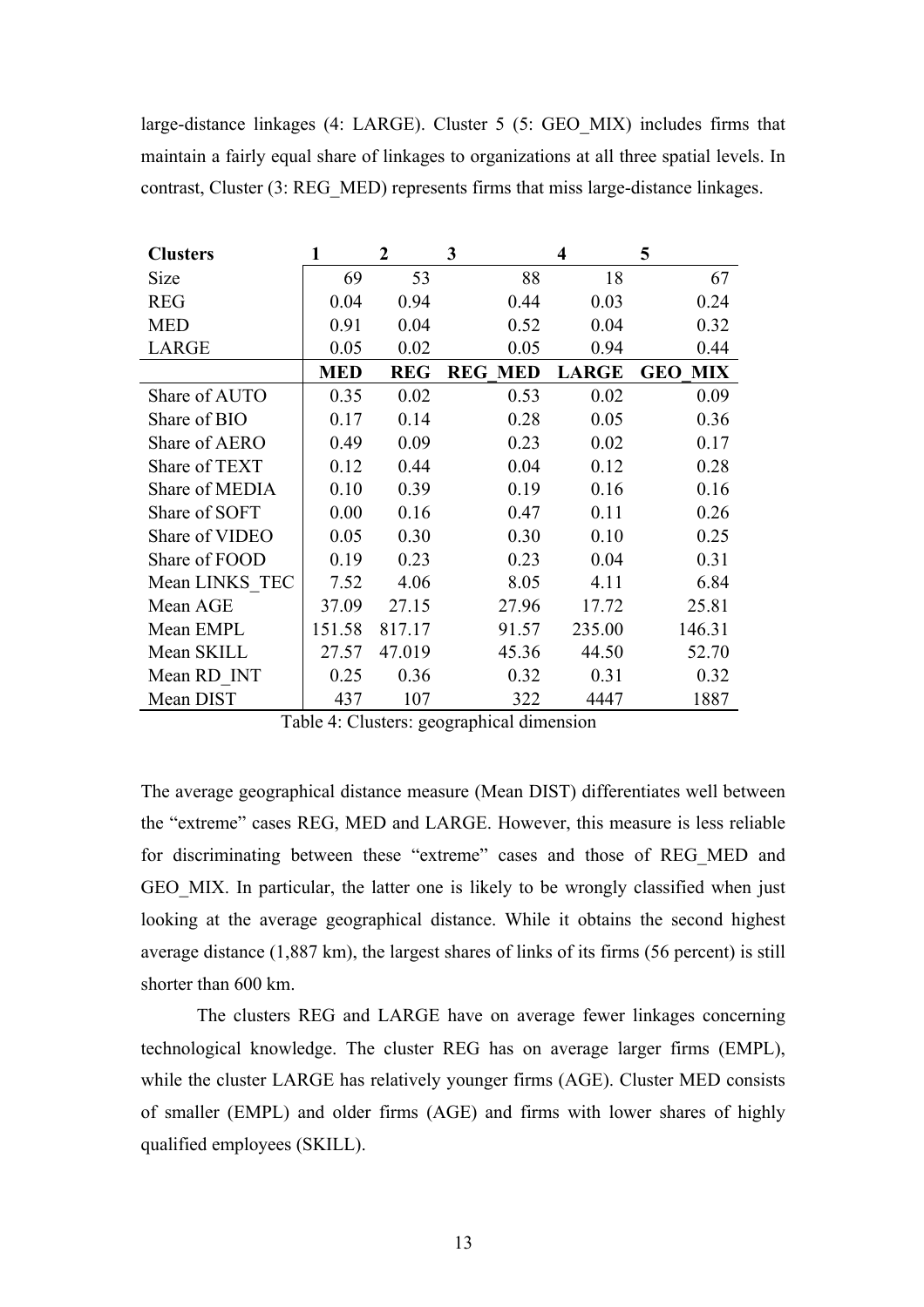large-distance linkages (4: LARGE). Cluster 5 (5: GEO_MIX) includes firms that maintain a fairly equal share of linkages to organizations at all three spatial levels. In contrast, Cluster (3: REG_MED) represents firms that miss large-distance linkages.

| **Clusters** | **1** | **2** | **3** | **4** | **5** |
|---|---|---|---|---|---|
| Size | 69 | 53 | 88 | 18 | 67 |
| REG | 0.04 | 0.94 | 0.44 | 0.03 | 0.24 |
| MED | 0.91 | 0.04 | 0.52 | 0.04 | 0.32 |
| LARGE | 0.05 | 0.02 | 0.05 | 0.94 | 0.44 |
| | **MED** | **REG** | **REG_MED** | **LARGE** | **GEO_MIX** |
| Share of AUTO | 0.35 | 0.02 | 0.53 | 0.02 | 0.09 |
| Share of BIO | 0.17 | 0.14 | 0.28 | 0.05 | 0.36 |
| Share of AERO | 0.49 | 0.09 | 0.23 | 0.02 | 0.17 |
| Share of TEXT | 0.12 | 0.44 | 0.04 | 0.12 | 0.28 |
| Share of MEDIA | 0.10 | 0.39 | 0.19 | 0.16 | 0.16 |
| Share of SOFT | 0.00 | 0.16 | 0.47 | 0.11 | 0.26 |
| Share of VIDEO | 0.05 | 0.30 | 0.30 | 0.10 | 0.25 |
| Share of FOOD | 0.19 | 0.23 | 0.23 | 0.04 | 0.31 |
| Mean LINKS_TEC | 7.52 | 4.06 | 8.05 | 4.11 | 6.84 |
| Mean AGE | 37.09 | 27.15 | 27.96 | 17.72 | 25.81 |
| Mean EMPL | 151.58 | 817.17 | 91.57 | 235.00 | 146.31 |
| Mean SKILL | 27.57 | 47.019 | 45.36 | 44.50 | 52.70 |
| Mean RD_INT | 0.25 | 0.36 | 0.32 | 0.31 | 0.32 |
| Mean DIST | 437 | 107 | 322 | 4447 | 1887 |

Table 4: Clusters: geographical dimension

The average geographical distance measure (Mean DIST) differentiates well between the "extreme" cases REG, MED and LARGE. However, this measure is less reliable for discriminating between these "extreme" cases and those of REG_MED and GEO_MIX. In particular, the latter one is likely to be wrongly classified when just looking at the average geographical distance. While it obtains the second highest average distance (1,887 km), the largest shares of links of its firms (56 percent) is still shorter than 600 km.

The clusters REG and LARGE have on average fewer linkages concerning technological knowledge. The cluster REG has on average larger firms (EMPL), while the cluster LARGE has relatively younger firms (AGE). Cluster MED consists of smaller (EMPL) and older firms (AGE) and firms with lower shares of highly qualified employees (SKILL).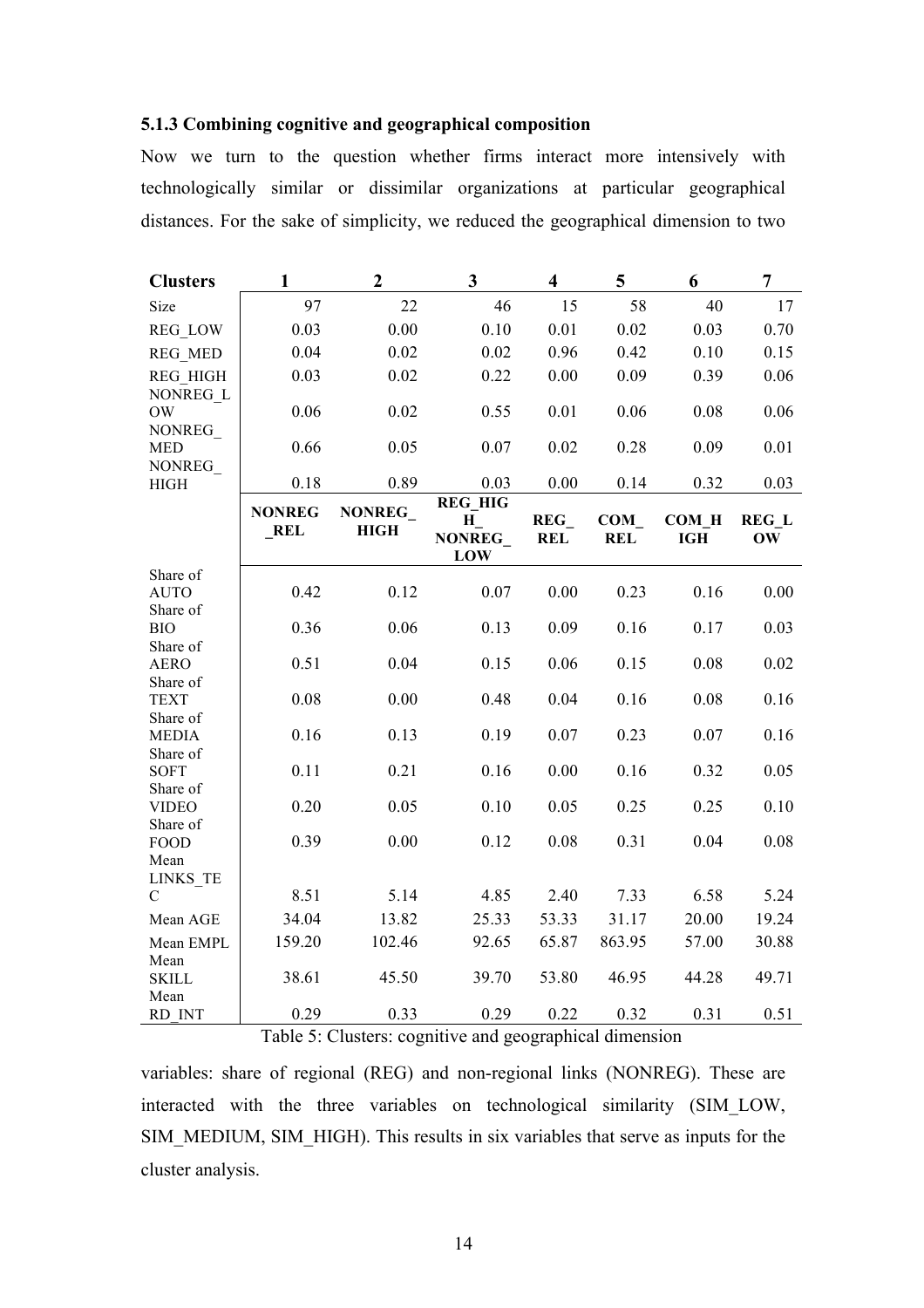### 5.1.3 Combining cognitive and geographical composition

Now we turn to the question whether firms interact more intensively with technologically similar or dissimilar organizations at particular geographical distances. For the sake of simplicity, we reduced the geographical dimension to two

| Clusters | 1 | 2 | 3 | 4 | 5 | 6 | 7 |
|---|---|---|---|---|---|---|---|
| Size | 97 | 22 | 46 | 15 | 58 | 40 | 17 |
| REG_LOW | 0.03 | 0.00 | 0.10 | 0.01 | 0.02 | 0.03 | 0.70 |
| REG_MED | 0.04 | 0.02 | 0.02 | 0.96 | 0.42 | 0.10 | 0.15 |
| REG_HIGH | 0.03 | 0.02 | 0.22 | 0.00 | 0.09 | 0.39 | 0.06 |
| NONREG_LOW | 0.06 | 0.02 | 0.55 | 0.01 | 0.06 | 0.08 | 0.06 |
| NONREG_MED | 0.66 | 0.05 | 0.07 | 0.02 | 0.28 | 0.09 | 0.01 |
| NONREG_HIGH | 0.18 | 0.89 | 0.03 | 0.00 | 0.14 | 0.32 | 0.03 |
| | **NONREG_REL** | **NONREG_HIGH** | **REG_HIGH_NONREG_LOW** | **REG_REL** | **COM_REL** | **COM_HIGH** | **REG_LOW** |
| Share of AUTO | 0.42 | 0.12 | 0.07 | 0.00 | 0.23 | 0.16 | 0.00 |
| Share of BIO | 0.36 | 0.06 | 0.13 | 0.09 | 0.16 | 0.17 | 0.03 |
| Share of AERO | 0.51 | 0.04 | 0.15 | 0.06 | 0.15 | 0.08 | 0.02 |
| Share of TEXT | 0.08 | 0.00 | 0.48 | 0.04 | 0.16 | 0.08 | 0.16 |
| Share of MEDIA | 0.16 | 0.13 | 0.19 | 0.07 | 0.23 | 0.07 | 0.16 |
| Share of SOFT | 0.11 | 0.21 | 0.16 | 0.00 | 0.16 | 0.32 | 0.05 |
| Share of VIDEO | 0.20 | 0.05 | 0.10 | 0.05 | 0.25 | 0.25 | 0.10 |
| Share of FOOD | 0.39 | 0.00 | 0.12 | 0.08 | 0.31 | 0.04 | 0.08 |
| Mean LINKS_TEC | 8.51 | 5.14 | 4.85 | 2.40 | 7.33 | 6.58 | 5.24 |
| Mean AGE | 34.04 | 13.82 | 25.33 | 53.33 | 31.17 | 20.00 | 19.24 |
| Mean EMPL | 159.20 | 102.46 | 92.65 | 65.87 | 863.95 | 57.00 | 30.88 |
| Mean SKILL | 38.61 | 45.50 | 39.70 | 53.80 | 46.95 | 44.28 | 49.71 |
| Mean RD_INT | 0.29 | 0.33 | 0.29 | 0.22 | 0.32 | 0.31 | 0.51 |

Table 5: Clusters: cognitive and geographical dimension

variables: share of regional (REG) and non-regional links (NONREG). These are interacted with the three variables on technological similarity (SIM_LOW, SIM_MEDIUM, SIM_HIGH). This results in six variables that serve as inputs for the cluster analysis.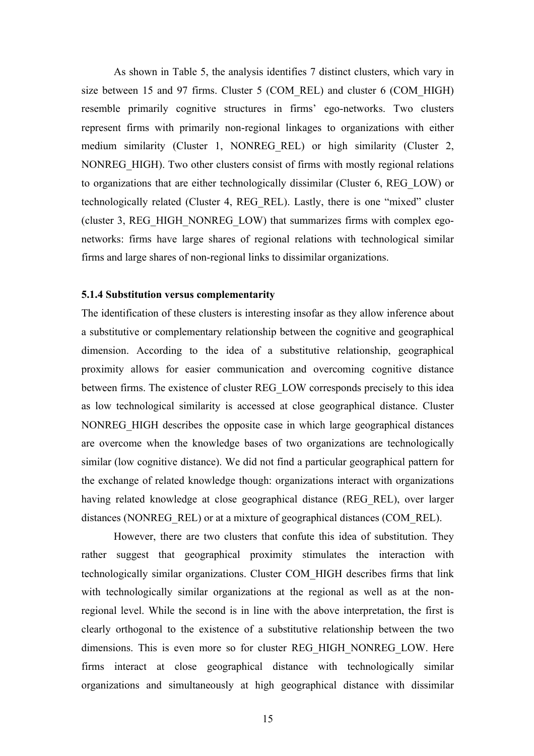As shown in Table 5, the analysis identifies 7 distinct clusters, which vary in size between 15 and 97 firms. Cluster 5 (COM_REL) and cluster 6 (COM_HIGH) resemble primarily cognitive structures in firms' ego-networks. Two clusters represent firms with primarily non-regional linkages to organizations with either medium similarity (Cluster 1, NONREG_REL) or high similarity (Cluster 2, NONREG_HIGH). Two other clusters consist of firms with mostly regional relations to organizations that are either technologically dissimilar (Cluster 6, REG_LOW) or technologically related (Cluster 4, REG_REL). Lastly, there is one "mixed" cluster (cluster 3, REG_HIGH_NONREG_LOW) that summarizes firms with complex ego-networks: firms have large shares of regional relations with technological similar firms and large shares of non-regional links to dissimilar organizations.

#### 5.1.4 Substitution versus complementarity

The identification of these clusters is interesting insofar as they allow inference about a substitutive or complementary relationship between the cognitive and geographical dimension. According to the idea of a substitutive relationship, geographical proximity allows for easier communication and overcoming cognitive distance between firms. The existence of cluster REG_LOW corresponds precisely to this idea as low technological similarity is accessed at close geographical distance. Cluster NONREG_HIGH describes the opposite case in which large geographical distances are overcome when the knowledge bases of two organizations are technologically similar (low cognitive distance). We did not find a particular geographical pattern for the exchange of related knowledge though: organizations interact with organizations having related knowledge at close geographical distance (REG_REL), over larger distances (NONREG_REL) or at a mixture of geographical distances (COM_REL).

However, there are two clusters that confute this idea of substitution. They rather suggest that geographical proximity stimulates the interaction with technologically similar organizations. Cluster COM_HIGH describes firms that link with technologically similar organizations at the regional as well as at the non-regional level. While the second is in line with the above interpretation, the first is clearly orthogonal to the existence of a substitutive relationship between the two dimensions. This is even more so for cluster REG_HIGH_NONREG_LOW. Here firms interact at close geographical distance with technologically similar organizations and simultaneously at high geographical distance with dissimilar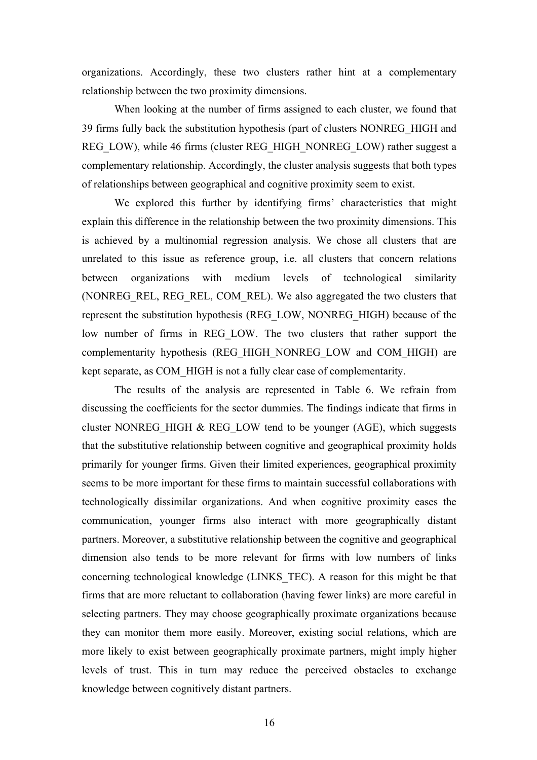organizations. Accordingly, these two clusters rather hint at a complementary relationship between the two proximity dimensions.

When looking at the number of firms assigned to each cluster, we found that 39 firms fully back the substitution hypothesis (part of clusters NONREG_HIGH and REG_LOW), while 46 firms (cluster REG_HIGH_NONREG_LOW) rather suggest a complementary relationship. Accordingly, the cluster analysis suggests that both types of relationships between geographical and cognitive proximity seem to exist.

We explored this further by identifying firms' characteristics that might explain this difference in the relationship between the two proximity dimensions. This is achieved by a multinomial regression analysis. We chose all clusters that are unrelated to this issue as reference group, i.e. all clusters that concern relations between organizations with medium levels of technological similarity (NONREG_REL, REG_REL, COM_REL). We also aggregated the two clusters that represent the substitution hypothesis (REG_LOW, NONREG_HIGH) because of the low number of firms in REG_LOW. The two clusters that rather support the complementarity hypothesis (REG_HIGH_NONREG_LOW and COM_HIGH) are kept separate, as COM_HIGH is not a fully clear case of complementarity.

The results of the analysis are represented in Table 6. We refrain from discussing the coefficients for the sector dummies. The findings indicate that firms in cluster NONREG_HIGH & REG_LOW tend to be younger (AGE), which suggests that the substitutive relationship between cognitive and geographical proximity holds primarily for younger firms. Given their limited experiences, geographical proximity seems to be more important for these firms to maintain successful collaborations with technologically dissimilar organizations. And when cognitive proximity eases the communication, younger firms also interact with more geographically distant partners. Moreover, a substitutive relationship between the cognitive and geographical dimension also tends to be more relevant for firms with low numbers of links concerning technological knowledge (LINKS_TEC). A reason for this might be that firms that are more reluctant to collaboration (having fewer links) are more careful in selecting partners. They may choose geographically proximate organizations because they can monitor them more easily. Moreover, existing social relations, which are more likely to exist between geographically proximate partners, might imply higher levels of trust. This in turn may reduce the perceived obstacles to exchange knowledge between cognitively distant partners.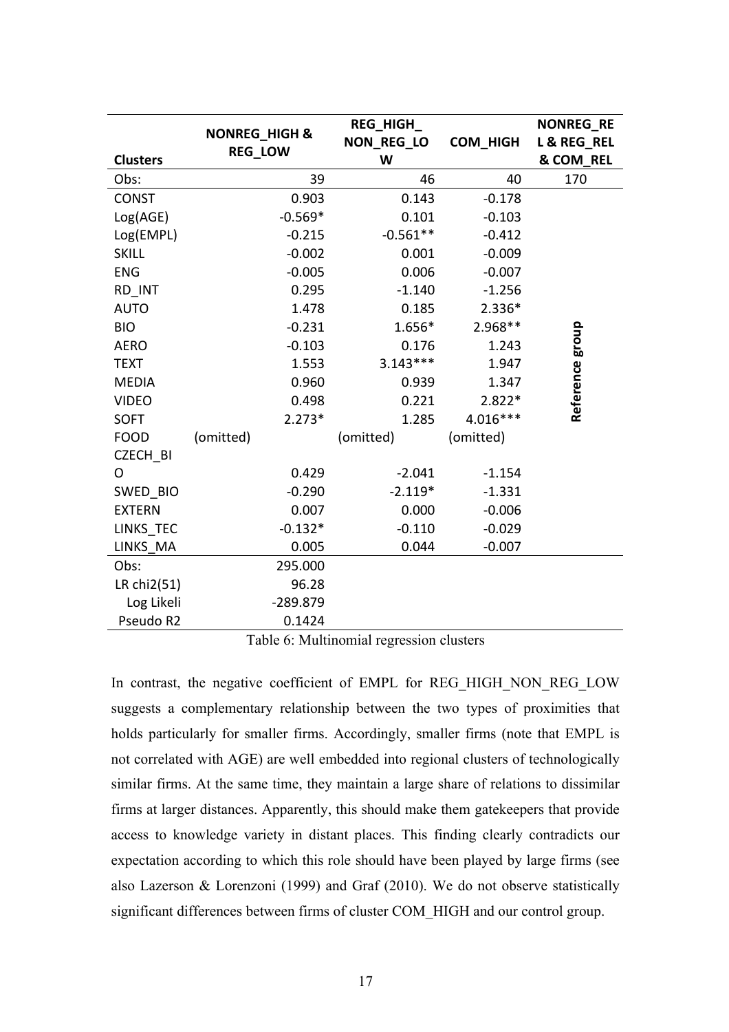| Clusters | NONREG_HIGH & REG_LOW | REG_HIGH_NON_REG_LOW | COM_HIGH | NONREG_REL & REG_REL & COM_REL |
|---|---|---|---|---|
| Obs: | 39 | 46 | 40 | 170 |
| CONST | 0.903 | 0.143 | -0.178 | Reference group |
| Log(AGE) | -0.569* | 0.101 | -0.103 | |
| Log(EMPL) | -0.215 | -0.561** | -0.412 | |
| SKILL | -0.002 | 0.001 | -0.009 | |
| ENG | -0.005 | 0.006 | -0.007 | |
| RD_INT | 0.295 | -1.140 | -1.256 | |
| AUTO | 1.478 | 0.185 | 2.336* | |
| BIO | -0.231 | 1.656* | 2.968** | |
| AERO | -0.103 | 0.176 | 1.243 | |
| TEXT | 1.553 | 3.143*** | 1.947 | |
| MEDIA | 0.960 | 0.939 | 1.347 | |
| VIDEO | 0.498 | 0.221 | 2.822* | |
| SOFT | 2.273* | 1.285 | 4.016*** | |
| FOOD | (omitted) | (omitted) | (omitted) | |
| CZECH_BIO | 0.429 | -2.041 | -1.154 | |
| SWED_BIO | -0.290 | -2.119* | -1.331 | |
| EXTERN | 0.007 | 0.000 | -0.006 | |
| LINKS_TEC | -0.132* | -0.110 | -0.029 | |
| LINKS_MA | 0.005 | 0.044 | -0.007 | |
| Obs: | 295.000 | | | |
| LR chi2(51) | 96.28 | | | |
| Log Likeli | -289.879 | | | |
| Pseudo R2 | 0.1424 | | | |

Table 6: Multinomial regression clusters

In contrast, the negative coefficient of EMPL for REG_HIGH_NON_REG_LOW suggests a complementary relationship between the two types of proximities that holds particularly for smaller firms. Accordingly, smaller firms (note that EMPL is not correlated with AGE) are well embedded into regional clusters of technologically similar firms. At the same time, they maintain a large share of relations to dissimilar firms at larger distances. Apparently, this should make them gatekeepers that provide access to knowledge variety in distant places. This finding clearly contradicts our expectation according to which this role should have been played by large firms (see also Lazerson & Lorenzoni (1999) and Graf (2010). We do not observe statistically significant differences between firms of cluster COM_HIGH and our control group.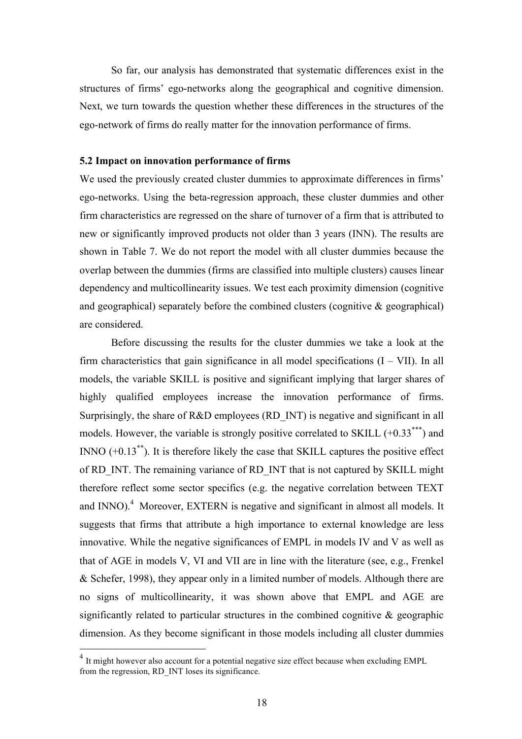So far, our analysis has demonstrated that systematic differences exist in the structures of firms' ego-networks along the geographical and cognitive dimension. Next, we turn towards the question whether these differences in the structures of the ego-network of firms do really matter for the innovation performance of firms.

### 5.2 Impact on innovation performance of firms

We used the previously created cluster dummies to approximate differences in firms' ego-networks. Using the beta-regression approach, these cluster dummies and other firm characteristics are regressed on the share of turnover of a firm that is attributed to new or significantly improved products not older than 3 years (INN). The results are shown in Table 7. We do not report the model with all cluster dummies because the overlap between the dummies (firms are classified into multiple clusters) causes linear dependency and multicollinearity issues. We test each proximity dimension (cognitive and geographical) separately before the combined clusters (cognitive & geographical) are considered.

Before discussing the results for the cluster dummies we take a look at the firm characteristics that gain significance in all model specifications (I – VII). In all models, the variable SKILL is positive and significant implying that larger shares of highly qualified employees increase the innovation performance of firms. Surprisingly, the share of R&D employees (RD_INT) is negative and significant in all models. However, the variable is strongly positive correlated to SKILL ($+0.33^{***}$) and INNO ($+0.13^{**}$). It is therefore likely the case that SKILL captures the positive effect of RD_INT. The remaining variance of RD_INT that is not captured by SKILL might therefore reflect some sector specifics (e.g. the negative correlation between TEXT and INNO).[4] Moreover, EXTERN is negative and significant in almost all models. It suggests that firms that attribute a high importance to external knowledge are less innovative. While the negative significances of EMPL in models IV and V as well as that of AGE in models V, VI and VII are in line with the literature (see, e.g., Frenkel & Schefer, 1998), they appear only in a limited number of models. Although there are no signs of multicollinearity, it was shown above that EMPL and AGE are significantly related to particular structures in the combined cognitive & geographic dimension. As they become significant in those models including all cluster dummies

[4] It might however also account for a potential negative size effect because when excluding EMPL from the regression, RD_INT loses its significance.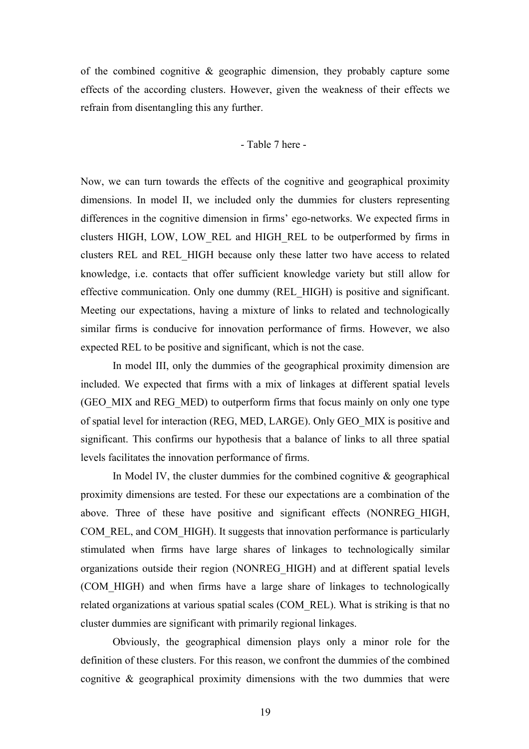of the combined cognitive & geographic dimension, they probably capture some effects of the according clusters. However, given the weakness of their effects we refrain from disentangling this any further.

- Table 7 here -

Now, we can turn towards the effects of the cognitive and geographical proximity dimensions. In model II, we included only the dummies for clusters representing differences in the cognitive dimension in firms' ego-networks. We expected firms in clusters HIGH, LOW, LOW_REL and HIGH_REL to be outperformed by firms in clusters REL and REL_HIGH because only these latter two have access to related knowledge, i.e. contacts that offer sufficient knowledge variety but still allow for effective communication. Only one dummy (REL_HIGH) is positive and significant. Meeting our expectations, having a mixture of links to related and technologically similar firms is conducive for innovation performance of firms. However, we also expected REL to be positive and significant, which is not the case.

In model III, only the dummies of the geographical proximity dimension are included. We expected that firms with a mix of linkages at different spatial levels (GEO_MIX and REG_MED) to outperform firms that focus mainly on only one type of spatial level for interaction (REG, MED, LARGE). Only GEO_MIX is positive and significant. This confirms our hypothesis that a balance of links to all three spatial levels facilitates the innovation performance of firms.

In Model IV, the cluster dummies for the combined cognitive & geographical proximity dimensions are tested. For these our expectations are a combination of the above. Three of these have positive and significant effects (NONREG_HIGH, COM_REL, and COM_HIGH). It suggests that innovation performance is particularly stimulated when firms have large shares of linkages to technologically similar organizations outside their region (NONREG_HIGH) and at different spatial levels (COM_HIGH) and when firms have a large share of linkages to technologically related organizations at various spatial scales (COM_REL). What is striking is that no cluster dummies are significant with primarily regional linkages.

Obviously, the geographical dimension plays only a minor role for the definition of these clusters. For this reason, we confront the dummies of the combined cognitive & geographical proximity dimensions with the two dummies that were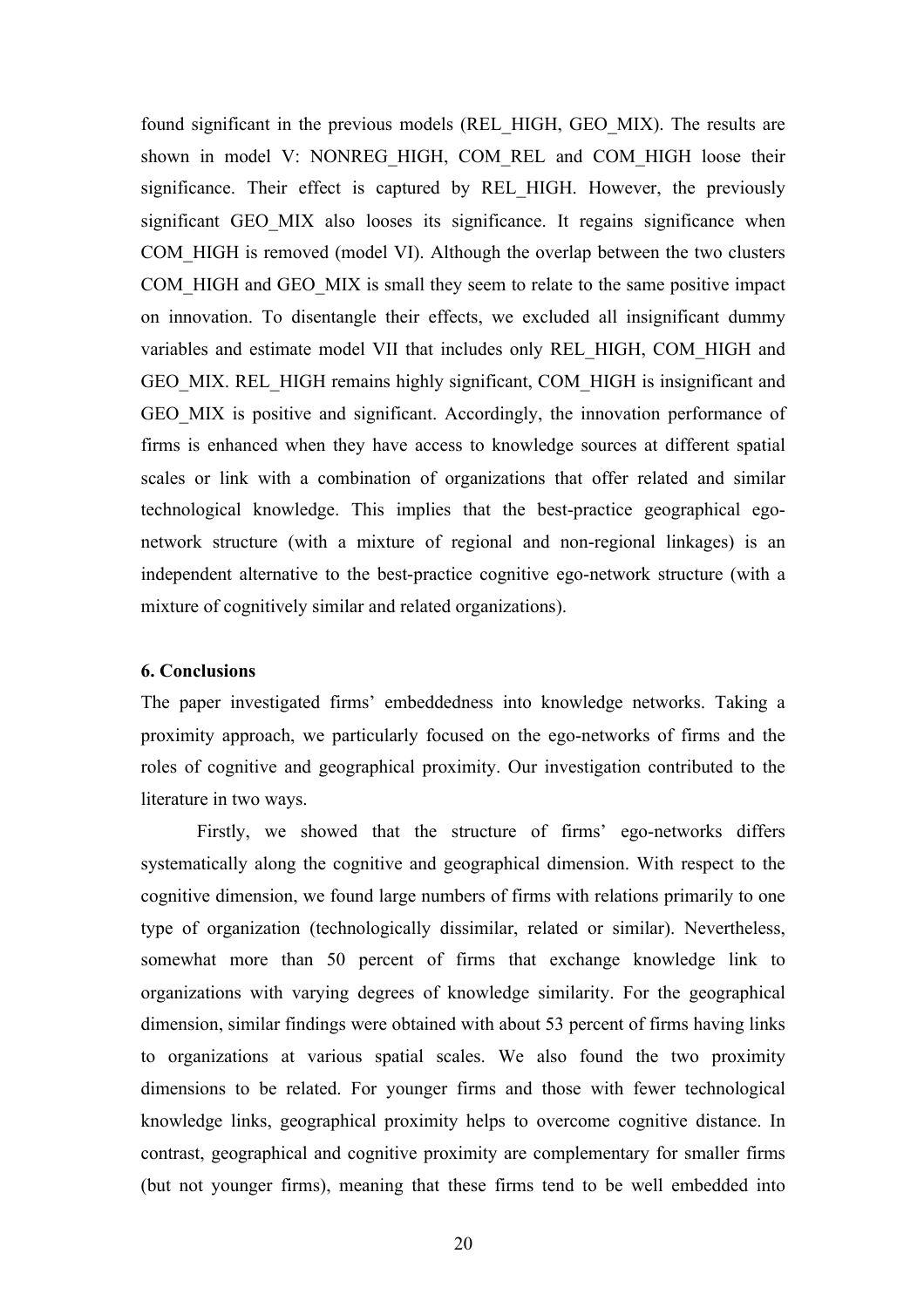found significant in the previous models (REL_HIGH, GEO_MIX). The results are shown in model V: NONREG_HIGH, COM_REL and COM_HIGH loose their significance. Their effect is captured by REL_HIGH. However, the previously significant GEO_MIX also looses its significance. It regains significance when COM_HIGH is removed (model VI). Although the overlap between the two clusters COM_HIGH and GEO_MIX is small they seem to relate to the same positive impact on innovation. To disentangle their effects, we excluded all insignificant dummy variables and estimate model VII that includes only REL_HIGH, COM_HIGH and GEO_MIX. REL_HIGH remains highly significant, COM_HIGH is insignificant and GEO_MIX is positive and significant. Accordingly, the innovation performance of firms is enhanced when they have access to knowledge sources at different spatial scales or link with a combination of organizations that offer related and similar technological knowledge. This implies that the best-practice geographical ego-network structure (with a mixture of regional and non-regional linkages) is an independent alternative to the best-practice cognitive ego-network structure (with a mixture of cognitively similar and related organizations).

## 6. Conclusions

The paper investigated firms' embeddedness into knowledge networks. Taking a proximity approach, we particularly focused on the ego-networks of firms and the roles of cognitive and geographical proximity. Our investigation contributed to the literature in two ways.

Firstly, we showed that the structure of firms' ego-networks differs systematically along the cognitive and geographical dimension. With respect to the cognitive dimension, we found large numbers of firms with relations primarily to one type of organization (technologically dissimilar, related or similar). Nevertheless, somewhat more than 50 percent of firms that exchange knowledge link to organizations with varying degrees of knowledge similarity. For the geographical dimension, similar findings were obtained with about 53 percent of firms having links to organizations at various spatial scales. We also found the two proximity dimensions to be related. For younger firms and those with fewer technological knowledge links, geographical proximity helps to overcome cognitive distance. In contrast, geographical and cognitive proximity are complementary for smaller firms (but not younger firms), meaning that these firms tend to be well embedded into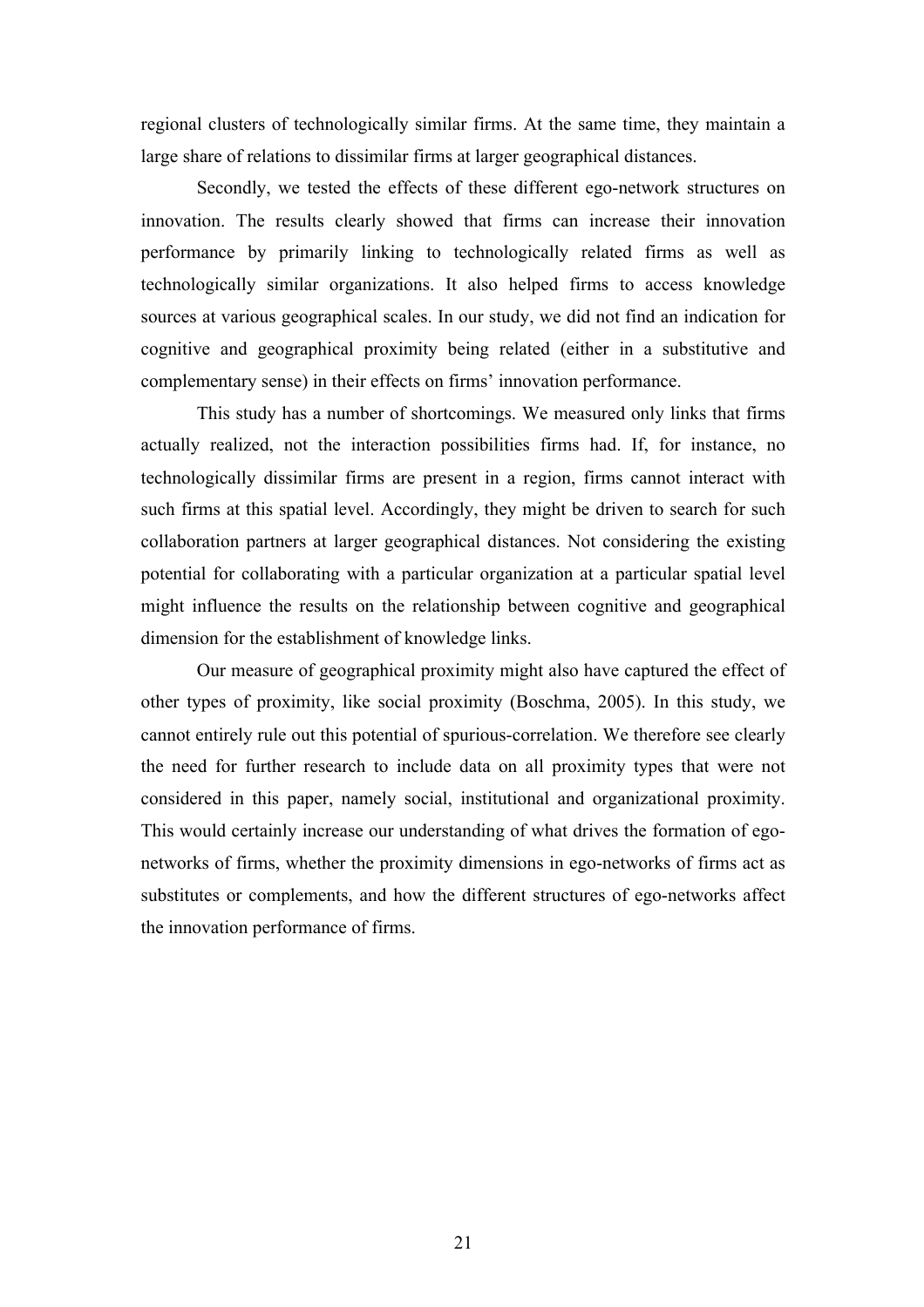regional clusters of technologically similar firms. At the same time, they maintain a large share of relations to dissimilar firms at larger geographical distances.

Secondly, we tested the effects of these different ego-network structures on innovation. The results clearly showed that firms can increase their innovation performance by primarily linking to technologically related firms as well as technologically similar organizations. It also helped firms to access knowledge sources at various geographical scales. In our study, we did not find an indication for cognitive and geographical proximity being related (either in a substitutive and complementary sense) in their effects on firms' innovation performance.

This study has a number of shortcomings. We measured only links that firms actually realized, not the interaction possibilities firms had. If, for instance, no technologically dissimilar firms are present in a region, firms cannot interact with such firms at this spatial level. Accordingly, they might be driven to search for such collaboration partners at larger geographical distances. Not considering the existing potential for collaborating with a particular organization at a particular spatial level might influence the results on the relationship between cognitive and geographical dimension for the establishment of knowledge links.

Our measure of geographical proximity might also have captured the effect of other types of proximity, like social proximity (Boschma, 2005). In this study, we cannot entirely rule out this potential of spurious-correlation. We therefore see clearly the need for further research to include data on all proximity types that were not considered in this paper, namely social, institutional and organizational proximity. This would certainly increase our understanding of what drives the formation of ego-networks of firms, whether the proximity dimensions in ego-networks of firms act as substitutes or complements, and how the different structures of ego-networks affect the innovation performance of firms.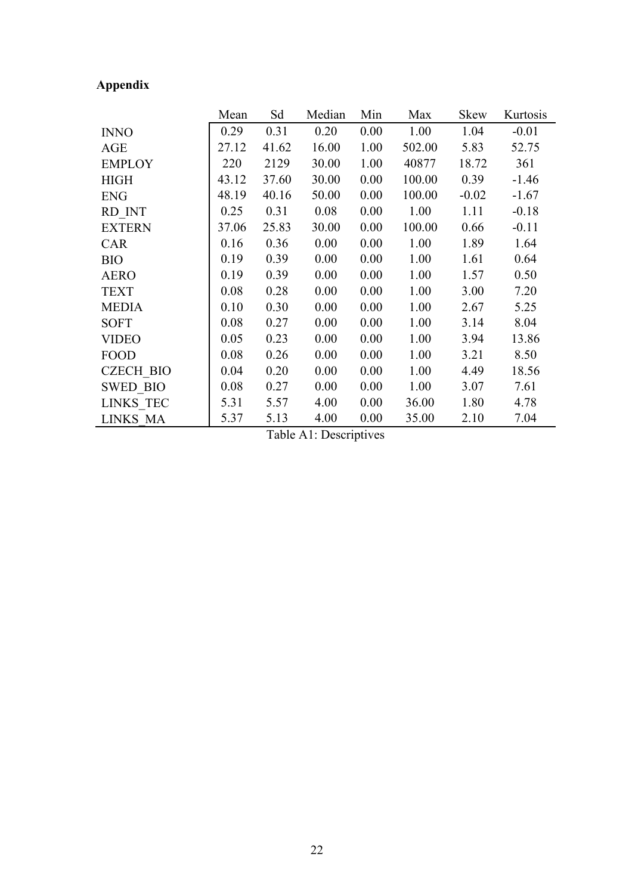**Appendix**

| | Mean | Sd | Median | Min | Max | Skew | Kurtosis |
|---|---|---|---|---|---|---|---|
| INNO | 0.29 | 0.31 | 0.20 | 0.00 | 1.00 | 1.04 | -0.01 |
| AGE | 27.12 | 41.62 | 16.00 | 1.00 | 502.00 | 5.83 | 52.75 |
| EMPLOY | 220 | 2129 | 30.00 | 1.00 | 40877 | 18.72 | 361 |
| HIGH | 43.12 | 37.60 | 30.00 | 0.00 | 100.00 | 0.39 | -1.46 |
| ENG | 48.19 | 40.16 | 50.00 | 0.00 | 100.00 | -0.02 | -1.67 |
| RD_INT | 0.25 | 0.31 | 0.08 | 0.00 | 1.00 | 1.11 | -0.18 |
| EXTERN | 37.06 | 25.83 | 30.00 | 0.00 | 100.00 | 0.66 | -0.11 |
| CAR | 0.16 | 0.36 | 0.00 | 0.00 | 1.00 | 1.89 | 1.64 |
| BIO | 0.19 | 0.39 | 0.00 | 0.00 | 1.00 | 1.61 | 0.64 |
| AERO | 0.19 | 0.39 | 0.00 | 0.00 | 1.00 | 1.57 | 0.50 |
| TEXT | 0.08 | 0.28 | 0.00 | 0.00 | 1.00 | 3.00 | 7.20 |
| MEDIA | 0.10 | 0.30 | 0.00 | 0.00 | 1.00 | 2.67 | 5.25 |
| SOFT | 0.08 | 0.27 | 0.00 | 0.00 | 1.00 | 3.14 | 8.04 |
| VIDEO | 0.05 | 0.23 | 0.00 | 0.00 | 1.00 | 3.94 | 13.86 |
| FOOD | 0.08 | 0.26 | 0.00 | 0.00 | 1.00 | 3.21 | 8.50 |
| CZECH_BIO | 0.04 | 0.20 | 0.00 | 0.00 | 1.00 | 4.49 | 18.56 |
| SWED_BIO | 0.08 | 0.27 | 0.00 | 0.00 | 1.00 | 3.07 | 7.61 |
| LINKS_TEC | 5.31 | 5.57 | 4.00 | 0.00 | 36.00 | 1.80 | 4.78 |
| LINKS_MA | 5.37 | 5.13 | 4.00 | 0.00 | 35.00 | 2.10 | 7.04 |

Table A1: Descriptives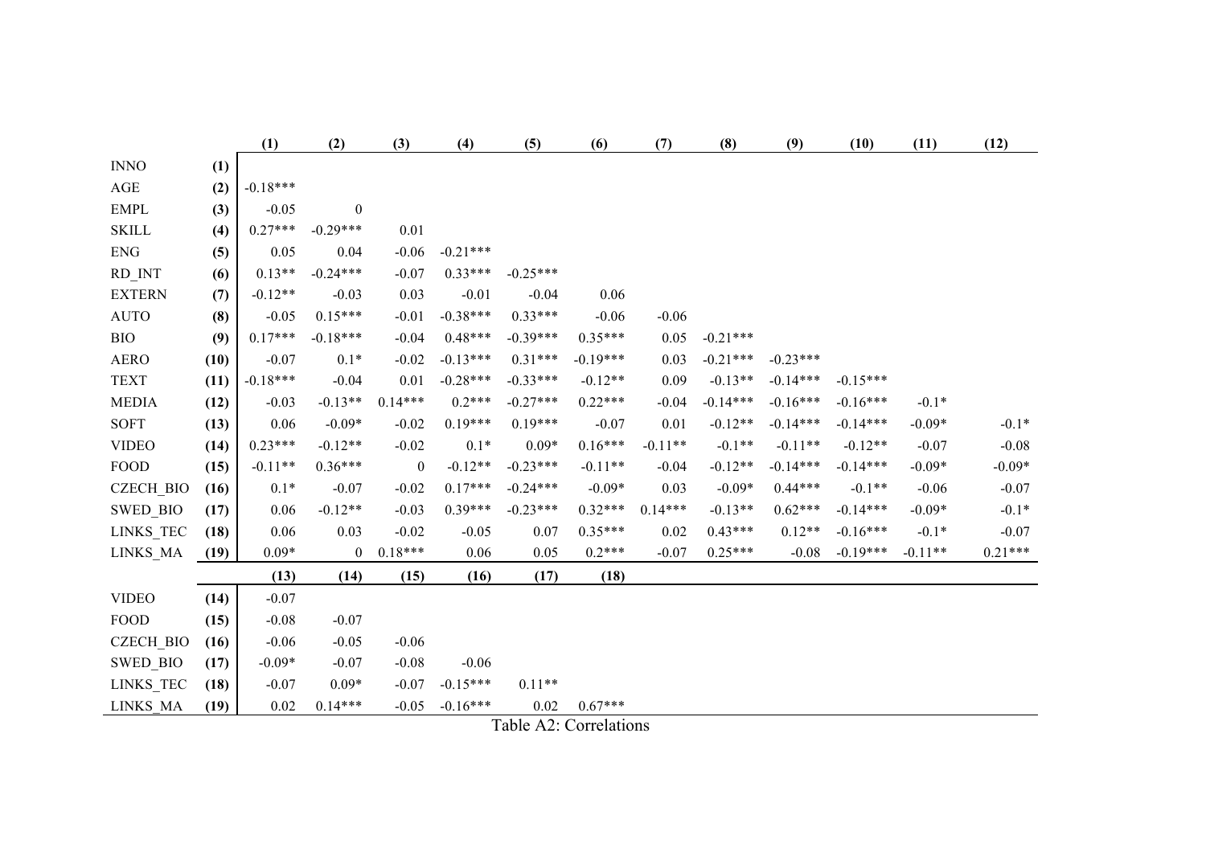| | | (1) | (2) | (3) | (4) | (5) | (6) | (7) | (8) | (9) | (10) | (11) | (12) |
|---|---|---|---|---|---|---|---|---|---|---|---|---|---|
| INNO | (1) | | | | | | | | | | | | |
| AGE | (2) | -0.18*** | | | | | | | | | | | |
| EMPL | (3) | -0.05 | 0 | | | | | | | | | | |
| SKILL | (4) | 0.27*** | -0.29*** | 0.01 | | | | | | | | | |
| ENG | (5) | 0.05 | 0.04 | -0.06 | -0.21*** | | | | | | | | |
| RD_INT | (6) | 0.13** | -0.24*** | -0.07 | 0.33*** | -0.25*** | | | | | | | |
| EXTERN | (7) | -0.12** | -0.03 | 0.03 | -0.01 | -0.04 | 0.06 | | | | | | |
| AUTO | (8) | -0.05 | 0.15*** | -0.01 | -0.38*** | 0.33*** | -0.06 | -0.06 | | | | | |
| BIO | (9) | 0.17*** | -0.18*** | -0.04 | 0.48*** | -0.39*** | 0.35*** | 0.05 | -0.21*** | | | | |
| AERO | (10) | -0.07 | 0.1* | -0.02 | -0.13*** | 0.31*** | -0.19*** | 0.03 | -0.21*** | -0.23*** | | | |
| TEXT | (11) | -0.18*** | -0.04 | 0.01 | -0.28*** | -0.33*** | -0.12** | 0.09 | -0.13** | -0.14*** | -0.15*** | | |
| MEDIA | (12) | -0.03 | -0.13** | 0.14*** | 0.2*** | -0.27*** | 0.22*** | -0.04 | -0.14*** | -0.16*** | -0.16*** | -0.1* | |
| SOFT | (13) | 0.06 | -0.09* | -0.02 | 0.19*** | 0.19*** | -0.07 | 0.01 | -0.12** | -0.14*** | -0.14*** | -0.09* | -0.1* |
| VIDEO | (14) | 0.23*** | -0.12** | -0.02 | 0.1* | 0.09* | 0.16*** | -0.11** | -0.1** | -0.11** | -0.12** | -0.07 | -0.08 |
| FOOD | (15) | -0.11** | 0.36*** | 0 | -0.12** | -0.23*** | -0.11** | -0.04 | -0.12** | -0.14*** | -0.14*** | -0.09* | -0.09* |
| CZECH_BIO | (16) | 0.1* | -0.07 | -0.02 | 0.17*** | -0.24*** | -0.09* | 0.03 | -0.09* | 0.44*** | -0.1** | -0.06 | -0.07 |
| SWED_BIO | (17) | 0.06 | -0.12** | -0.03 | 0.39*** | -0.23*** | 0.32*** | 0.14*** | -0.13** | 0.62*** | -0.14*** | -0.09* | -0.1* |
| LINKS_TEC | (18) | 0.06 | 0.03 | -0.02 | -0.05 | 0.07 | 0.35*** | 0.02 | 0.43*** | 0.12** | -0.16*** | -0.1* | -0.07 |
| LINKS_MA | (19) | 0.09* | 0 | 0.18*** | 0.06 | 0.05 | 0.2*** | -0.07 | 0.25*** | -0.08 | -0.19*** | -0.11** | 0.21*** |
| | | **(13)** | **(14)** | **(15)** | **(16)** | **(17)** | **(18)** | | | | | | |
| VIDEO | (14) | -0.07 | | | | | | | | | | | |
| FOOD | (15) | -0.08 | -0.07 | | | | | | | | | | |
| CZECH_BIO | (16) | -0.06 | -0.05 | -0.06 | | | | | | | | | |
| SWED_BIO | (17) | -0.09* | -0.07 | -0.08 | -0.06 | | | | | | | | |
| LINKS_TEC | (18) | -0.07 | 0.09* | -0.07 | -0.15*** | 0.11** | | | | | | | |
| LINKS_MA | (19) | 0.02 | 0.14*** | -0.05 | -0.16*** | 0.02 | 0.67*** | | | | | | |

Table A2: Correlations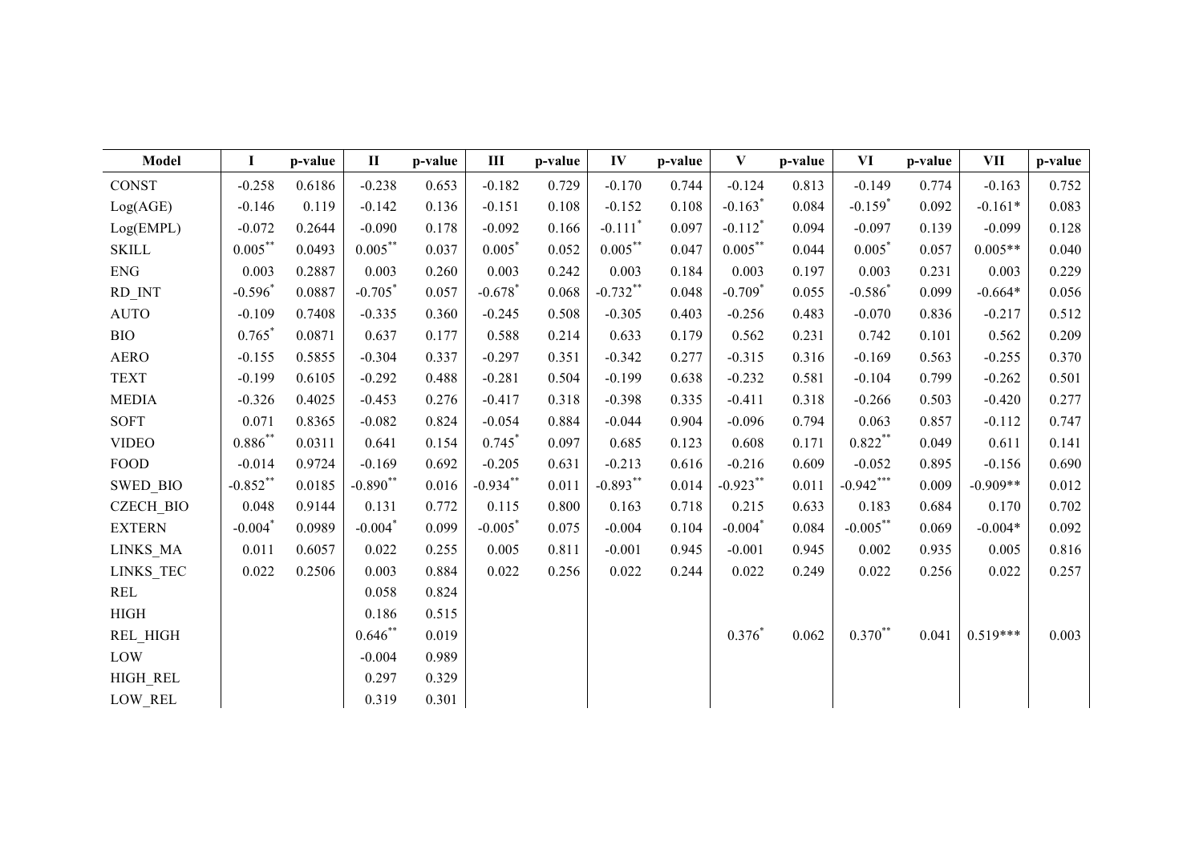| Model | I | p-value | II | p-value | III | p-value | IV | p-value | V | p-value | VI | p-value | VII | p-value |
|---|---|---|---|---|---|---|---|---|---|---|---|---|---|---|
| CONST | -0.258 | 0.6186 | -0.238 | 0.653 | -0.182 | 0.729 | -0.170 | 0.744 | -0.124 | 0.813 | -0.149 | 0.774 | -0.163 | 0.752 |
| Log(AGE) | -0.146 | 0.119 | -0.142 | 0.136 | -0.151 | 0.108 | -0.152 | 0.108 | -0.163* | 0.084 | -0.159* | 0.092 | -0.161* | 0.083 |
| Log(EMPL) | -0.072 | 0.2644 | -0.090 | 0.178 | -0.092 | 0.166 | -0.111* | 0.097 | -0.112* | 0.094 | -0.097 | 0.139 | -0.099 | 0.128 |
| SKILL | 0.005** | 0.0493 | 0.005** | 0.037 | 0.005* | 0.052 | 0.005** | 0.047 | 0.005** | 0.044 | 0.005* | 0.057 | 0.005** | 0.040 |
| ENG | 0.003 | 0.2887 | 0.003 | 0.260 | 0.003 | 0.242 | 0.003 | 0.184 | 0.003 | 0.197 | 0.003 | 0.231 | 0.003 | 0.229 |
| RD_INT | -0.596* | 0.0887 | -0.705* | 0.057 | -0.678* | 0.068 | -0.732** | 0.048 | -0.709* | 0.055 | -0.586* | 0.099 | -0.664* | 0.056 |
| AUTO | -0.109 | 0.7408 | -0.335 | 0.360 | -0.245 | 0.508 | -0.305 | 0.403 | -0.256 | 0.483 | -0.070 | 0.836 | -0.217 | 0.512 |
| BIO | 0.765* | 0.0871 | 0.637 | 0.177 | 0.588 | 0.214 | 0.633 | 0.179 | 0.562 | 0.231 | 0.742 | 0.101 | 0.562 | 0.209 |
| AERO | -0.155 | 0.5855 | -0.304 | 0.337 | -0.297 | 0.351 | -0.342 | 0.277 | -0.315 | 0.316 | -0.169 | 0.563 | -0.255 | 0.370 |
| TEXT | -0.199 | 0.6105 | -0.292 | 0.488 | -0.281 | 0.504 | -0.199 | 0.638 | -0.232 | 0.581 | -0.104 | 0.799 | -0.262 | 0.501 |
| MEDIA | -0.326 | 0.4025 | -0.453 | 0.276 | -0.417 | 0.318 | -0.398 | 0.335 | -0.411 | 0.318 | -0.266 | 0.503 | -0.420 | 0.277 |
| SOFT | 0.071 | 0.8365 | -0.082 | 0.824 | -0.054 | 0.884 | -0.044 | 0.904 | -0.096 | 0.794 | 0.063 | 0.857 | -0.112 | 0.747 |
| VIDEO | 0.886** | 0.0311 | 0.641 | 0.154 | 0.745* | 0.097 | 0.685 | 0.123 | 0.608 | 0.171 | 0.822** | 0.049 | 0.611 | 0.141 |
| FOOD | -0.014 | 0.9724 | -0.169 | 0.692 | -0.205 | 0.631 | -0.213 | 0.616 | -0.216 | 0.609 | -0.052 | 0.895 | -0.156 | 0.690 |
| SWED_BIO | -0.852** | 0.0185 | -0.890** | 0.016 | -0.934** | 0.011 | -0.893** | 0.014 | -0.923** | 0.011 | -0.942*** | 0.009 | -0.909** | 0.012 |
| CZECH_BIO | 0.048 | 0.9144 | 0.131 | 0.772 | 0.115 | 0.800 | 0.163 | 0.718 | 0.215 | 0.633 | 0.183 | 0.684 | 0.170 | 0.702 |
| EXTERN | -0.004* | 0.0989 | -0.004* | 0.099 | -0.005* | 0.075 | -0.004 | 0.104 | -0.004* | 0.084 | -0.005** | 0.069 | -0.004* | 0.092 |
| LINKS_MA | 0.011 | 0.6057 | 0.022 | 0.255 | 0.005 | 0.811 | -0.001 | 0.945 | -0.001 | 0.945 | 0.002 | 0.935 | 0.005 | 0.816 |
| LINKS_TEC | 0.022 | 0.2506 | 0.003 | 0.884 | 0.022 | 0.256 | 0.022 | 0.244 | 0.022 | 0.249 | 0.022 | 0.256 | 0.022 | 0.257 |
| REL | | | 0.058 | 0.824 | | | | | | | | | | |
| HIGH | | | 0.186 | 0.515 | | | | | | | | | | |
| REL_HIGH | | | 0.646** | 0.019 | | | | | 0.376* | 0.062 | 0.370** | 0.041 | 0.519*** | 0.003 |
| LOW | | | -0.004 | 0.989 | | | | | | | | | | |
| HIGH_REL | | | 0.297 | 0.329 | | | | | | | | | | |
| LOW_REL | | | 0.319 | 0.301 | | | | | | | | | | |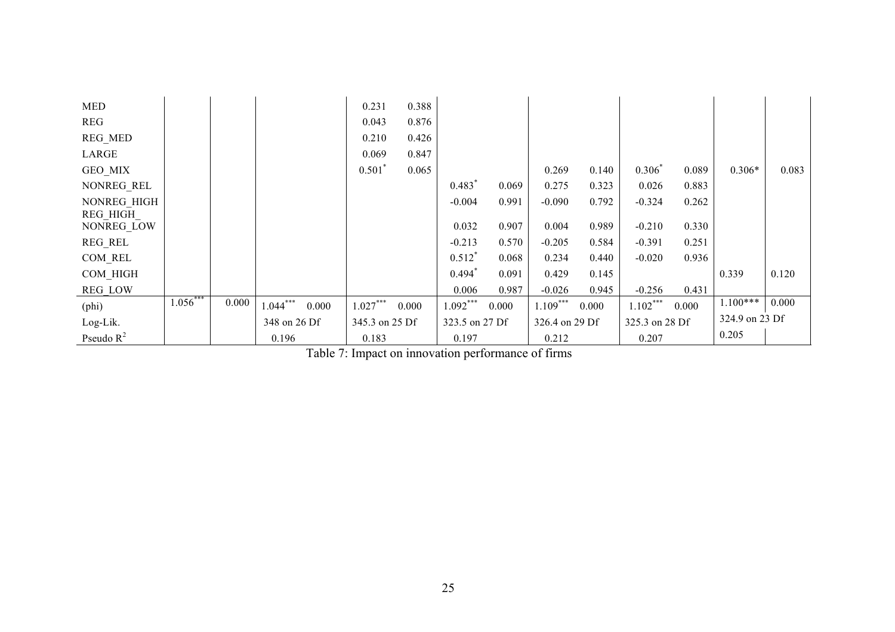| | | | | | | | | | | | | | | |
|---|---|---|---|---|---|---|---|---|---|---|---|---|---|---|
| MED | | | | | 0.231 | 0.388 | | | | | | | | |
| REG | | | | | 0.043 | 0.876 | | | | | | | | |
| REG_MED | | | | | 0.210 | 0.426 | | | | | | | | |
| LARGE | | | | | 0.069 | 0.847 | | | | | | | | |
| GEO_MIX | | | | | 0.501* | 0.065 | | | 0.269 | 0.140 | 0.306* | 0.089 | 0.306* | 0.083 |
| NONREG_REL | | | | | | | 0.483* | 0.069 | 0.275 | 0.323 | 0.026 | 0.883 | | |
| NONREG_HIGH | | | | | | | -0.004 | 0.991 | -0.090 | 0.792 | -0.324 | 0.262 | | |
| REG_HIGH_ NONREG_LOW | | | | | | | 0.032 | 0.907 | 0.004 | 0.989 | -0.210 | 0.330 | | |
| REG_REL | | | | | | | -0.213 | 0.570 | -0.205 | 0.584 | -0.391 | 0.251 | | |
| COM_REL | | | | | | | 0.512* | 0.068 | 0.234 | 0.440 | -0.020 | 0.936 | | |
| COM_HIGH | | | | | | | 0.494* | 0.091 | 0.429 | 0.145 | | | 0.339 | 0.120 |
| REG_LOW | | | | | | | 0.006 | 0.987 | -0.026 | 0.945 | -0.256 | 0.431 | | |
| (phi) | 1.056*** | 0.000 | 1.044*** | 0.000 | 1.027*** | 0.000 | 1.092*** | 0.000 | 1.109*** | 0.000 | 1.102*** | 0.000 | 1.100*** | 0.000 |
| Log-Lik. | | | 348 on 26 Df | | 345.3 on 25 Df | | 323.5 on 27 Df | | 326.4 on 29 Df | | 325.3 on 28 Df | | 324.9 on 23 Df | |
| Pseudo $R^2$ | | | 0.196 | | 0.183 | | 0.197 | | 0.212 | | 0.207 | | 0.205 | |

Table 7: Impact on innovation performance of firms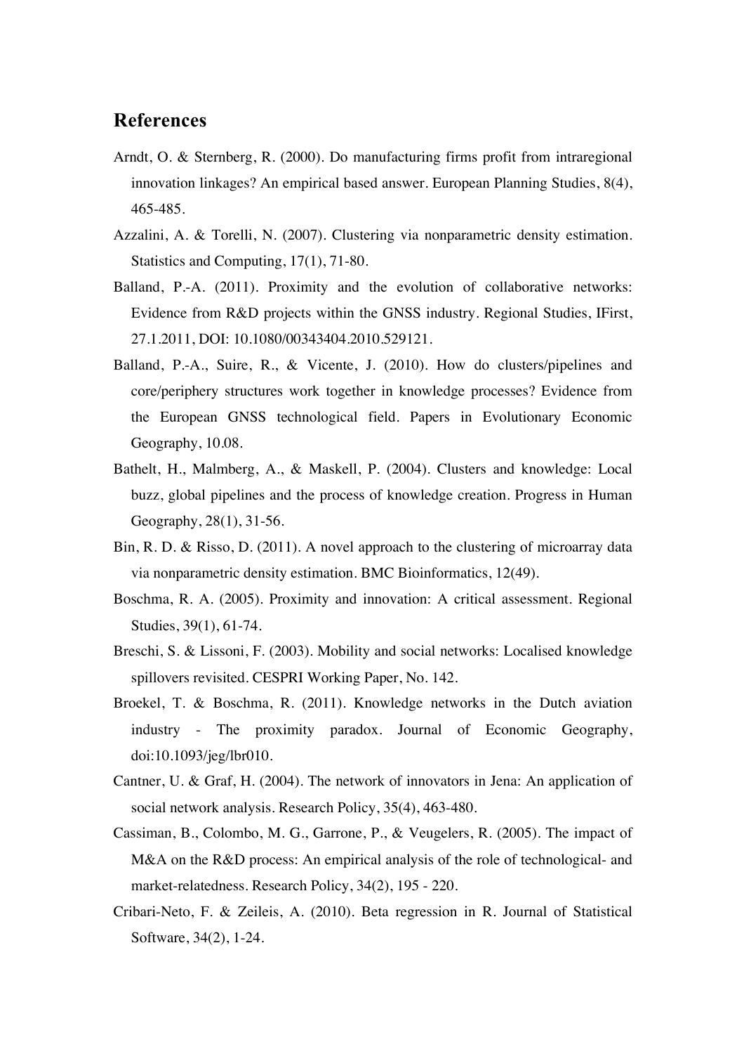## References

Arndt, O. & Sternberg, R. (2000). Do manufacturing firms profit from intraregional innovation linkages? An empirical based answer. European Planning Studies, 8(4), 465-485.

Azzalini, A. & Torelli, N. (2007). Clustering via nonparametric density estimation. Statistics and Computing, 17(1), 71-80.

Balland, P.-A. (2011). Proximity and the evolution of collaborative networks: Evidence from R&D projects within the GNSS industry. Regional Studies, IFirst, 27.1.2011, DOI: 10.1080/00343404.2010.529121.

Balland, P.-A., Suire, R., & Vicente, J. (2010). How do clusters/pipelines and core/periphery structures work together in knowledge processes? Evidence from the European GNSS technological field. Papers in Evolutionary Economic Geography, 10.08.

Bathelt, H., Malmberg, A., & Maskell, P. (2004). Clusters and knowledge: Local buzz, global pipelines and the process of knowledge creation. Progress in Human Geography, 28(1), 31-56.

Bin, R. D. & Risso, D. (2011). A novel approach to the clustering of microarray data via nonparametric density estimation. BMC Bioinformatics, 12(49).

Boschma, R. A. (2005). Proximity and innovation: A critical assessment. Regional Studies, 39(1), 61-74.

Breschi, S. & Lissoni, F. (2003). Mobility and social networks: Localised knowledge spillovers revisited. CESPRI Working Paper, No. 142.

Broekel, T. & Boschma, R. (2011). Knowledge networks in the Dutch aviation industry - The proximity paradox. Journal of Economic Geography, doi:10.1093/jeg/lbr010.

Cantner, U. & Graf, H. (2004). The network of innovators in Jena: An application of social network analysis. Research Policy, 35(4), 463-480.

Cassiman, B., Colombo, M. G., Garrone, P., & Veugelers, R. (2005). The impact of M&A on the R&D process: An empirical analysis of the role of technological- and market-relatedness. Research Policy, 34(2), 195 - 220.

Cribari-Neto, F. & Zeileis, A. (2010). Beta regression in R. Journal of Statistical Software, 34(2), 1-24.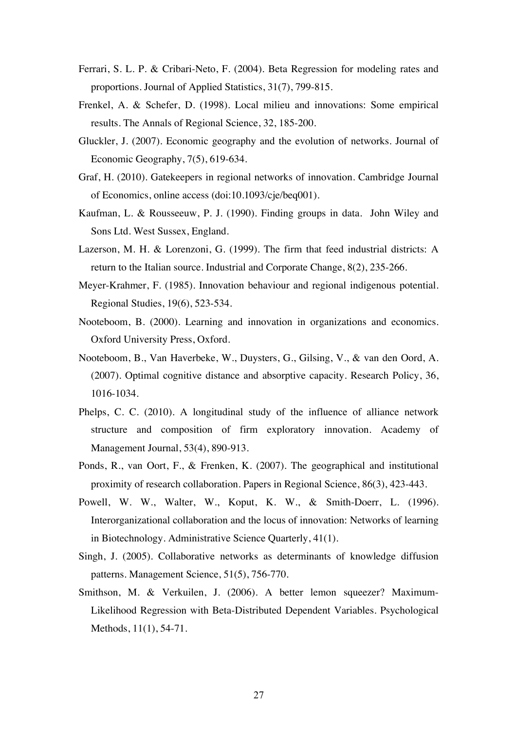Ferrari, S. L. P. & Cribari-Neto, F. (2004). Beta Regression for modeling rates and proportions. Journal of Applied Statistics, 31(7), 799-815.

Frenkel, A. & Schefer, D. (1998). Local milieu and innovations: Some empirical results. The Annals of Regional Science, 32, 185-200.

Gluckler, J. (2007). Economic geography and the evolution of networks. Journal of Economic Geography, 7(5), 619-634.

Graf, H. (2010). Gatekeepers in regional networks of innovation. Cambridge Journal of Economics, online access (doi:10.1093/cje/beq001).

Kaufman, L. & Rousseeuw, P. J. (1990). Finding groups in data. John Wiley and Sons Ltd. West Sussex, England.

Lazerson, M. H. & Lorenzoni, G. (1999). The firm that feed industrial districts: A return to the Italian source. Industrial and Corporate Change, 8(2), 235-266.

Meyer-Krahmer, F. (1985). Innovation behaviour and regional indigenous potential. Regional Studies, 19(6), 523-534.

Nooteboom, B. (2000). Learning and innovation in organizations and economics. Oxford University Press, Oxford.

Nooteboom, B., Van Haverbeke, W., Duysters, G., Gilsing, V., & van den Oord, A. (2007). Optimal cognitive distance and absorptive capacity. Research Policy, 36, 1016-1034.

Phelps, C. C. (2010). A longitudinal study of the influence of alliance network structure and composition of firm exploratory innovation. Academy of Management Journal, 53(4), 890-913.

Ponds, R., van Oort, F., & Frenken, K. (2007). The geographical and institutional proximity of research collaboration. Papers in Regional Science, 86(3), 423-443.

Powell, W. W., Walter, W., Koput, K. W., & Smith-Doerr, L. (1996). Interorganizational collaboration and the locus of innovation: Networks of learning in Biotechnology. Administrative Science Quarterly, 41(1).

Singh, J. (2005). Collaborative networks as determinants of knowledge diffusion patterns. Management Science, 51(5), 756-770.

Smithson, M. & Verkuilen, J. (2006). A better lemon squeezer? Maximum-Likelihood Regression with Beta-Distributed Dependent Variables. Psychological Methods, 11(1), 54-71.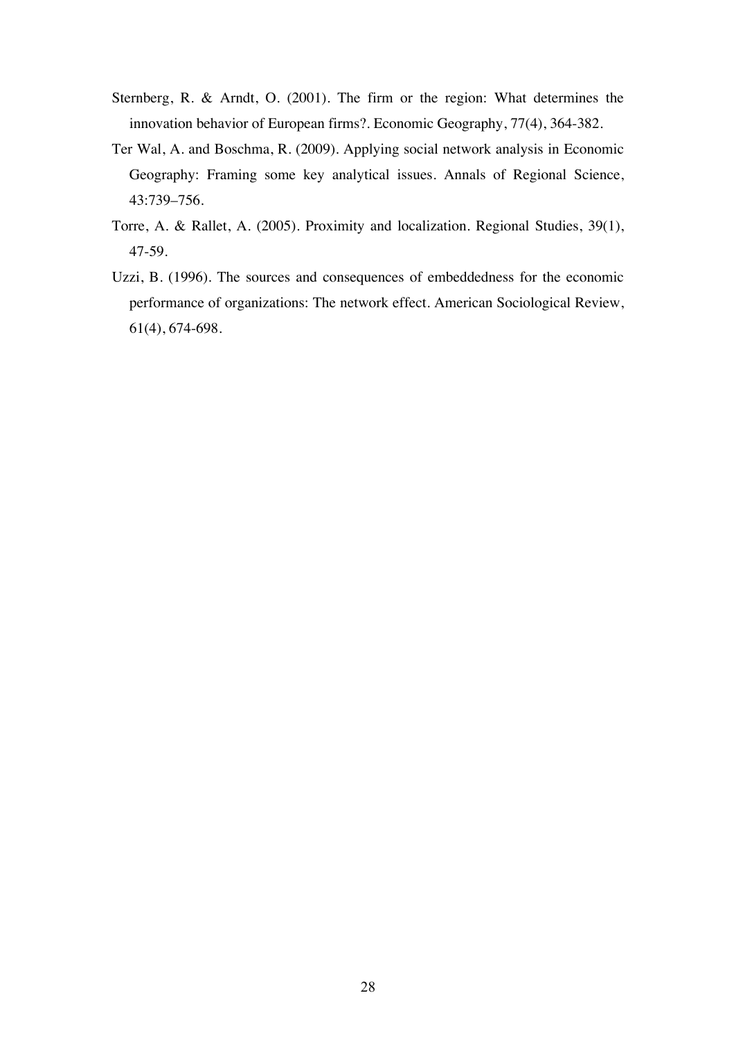Sternberg, R. & Arndt, O. (2001). The firm or the region: What determines the innovation behavior of European firms?. Economic Geography, 77(4), 364-382.

Ter Wal, A. and Boschma, R. (2009). Applying social network analysis in Economic Geography: Framing some key analytical issues. Annals of Regional Science, 43:739–756.

Torre, A. & Rallet, A. (2005). Proximity and localization. Regional Studies, 39(1), 47-59.

Uzzi, B. (1996). The sources and consequences of embeddedness for the economic performance of organizations: The network effect. American Sociological Review, 61(4), 674-698.